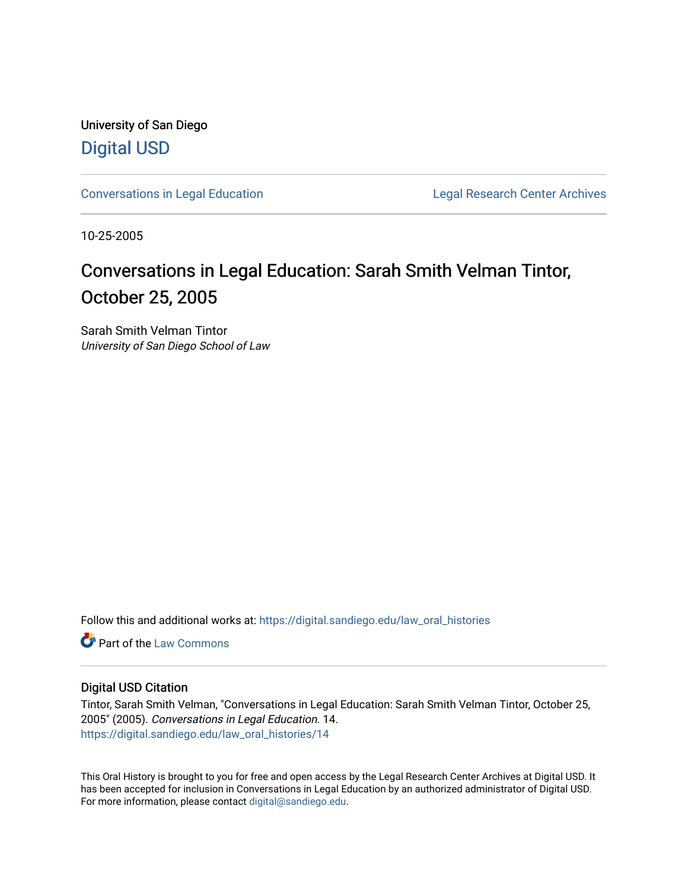University of San Diego

# Digital USD

Conversations in Legal Education | Legal Research Center Archives

10-25-2005

## Conversations in Legal Education: Sarah Smith Velman Tintor, October 25, 2005

Sarah Smith Velman Tintor
*University of San Diego School of Law*

Follow this and additional works at: https://digital.sandiego.edu/law_oral_histories

Part of the Law Commons

### Digital USD Citation

Tintor, Sarah Smith Velman, "Conversations in Legal Education: Sarah Smith Velman Tintor, October 25, 2005" (2005). *Conversations in Legal Education*. 14.
https://digital.sandiego.edu/law_oral_histories/14

This Oral History is brought to you for free and open access by the Legal Research Center Archives at Digital USD. It has been accepted for inclusion in Conversations in Legal Education by an authorized administrator of Digital USD. For more information, please contact digital@sandiego.edu.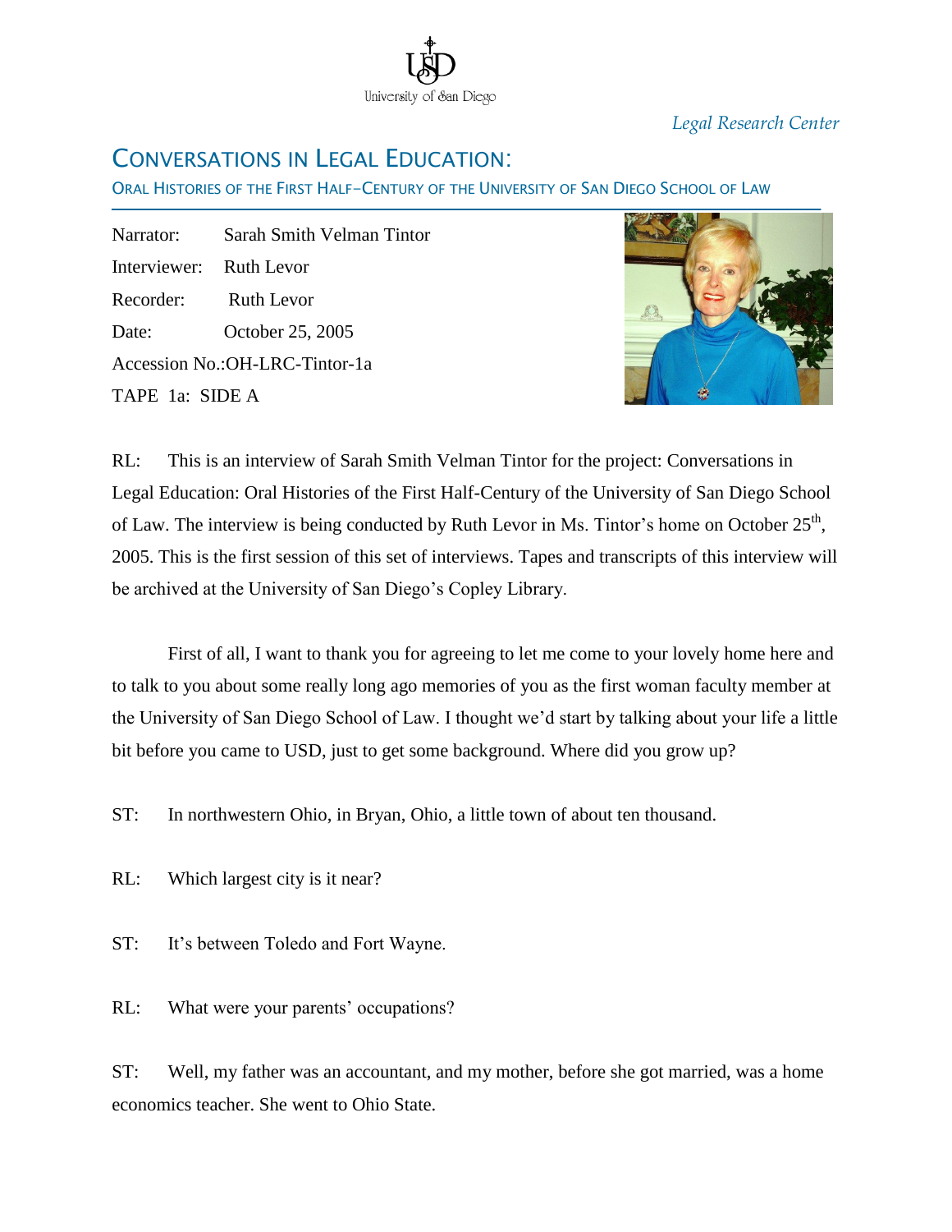*Legal Research Center*

# CONVERSATIONS IN LEGAL EDUCATION:

## ORAL HISTORIES OF THE FIRST HALF-CENTURY OF THE UNIVERSITY OF SAN DIEGO SCHOOL OF LAW

Narrator: Sarah Smith Velman Tintor
Interviewer: Ruth Levor
Recorder: Ruth Levor
Date: October 25, 2005
Accession No.:OH-LRC-Tintor-1a
TAPE 1a: SIDE A

RL: This is an interview of Sarah Smith Velman Tintor for the project: Conversations in Legal Education: Oral Histories of the First Half-Century of the University of San Diego School of Law. The interview is being conducted by Ruth Levor in Ms. Tintor's home on October 25th, 2005. This is the first session of this set of interviews. Tapes and transcripts of this interview will be archived at the University of San Diego's Copley Library.

First of all, I want to thank you for agreeing to let me come to your lovely home here and to talk to you about some really long ago memories of you as the first woman faculty member at the University of San Diego School of Law. I thought we'd start by talking about your life a little bit before you came to USD, just to get some background. Where did you grow up?

ST: In northwestern Ohio, in Bryan, Ohio, a little town of about ten thousand.

RL: Which largest city is it near?

ST: It's between Toledo and Fort Wayne.

RL: What were your parents' occupations?

ST: Well, my father was an accountant, and my mother, before she got married, was a home economics teacher. She went to Ohio State.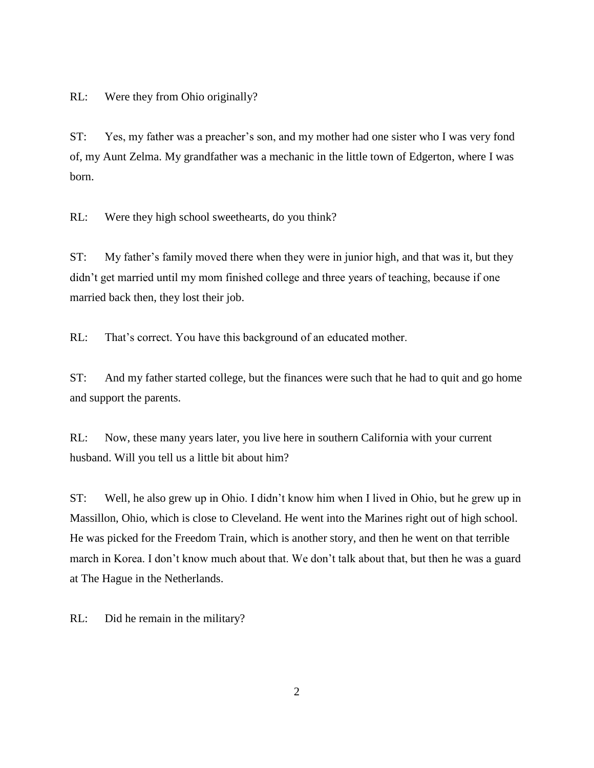RL: Were they from Ohio originally?

ST: Yes, my father was a preacher's son, and my mother had one sister who I was very fond of, my Aunt Zelma. My grandfather was a mechanic in the little town of Edgerton, where I was born.

RL: Were they high school sweethearts, do you think?

ST: My father's family moved there when they were in junior high, and that was it, but they didn't get married until my mom finished college and three years of teaching, because if one married back then, they lost their job.

RL: That's correct. You have this background of an educated mother.

ST: And my father started college, but the finances were such that he had to quit and go home and support the parents.

RL: Now, these many years later, you live here in southern California with your current husband. Will you tell us a little bit about him?

ST: Well, he also grew up in Ohio. I didn't know him when I lived in Ohio, but he grew up in Massillon, Ohio, which is close to Cleveland. He went into the Marines right out of high school. He was picked for the Freedom Train, which is another story, and then he went on that terrible march in Korea. I don't know much about that. We don't talk about that, but then he was a guard at The Hague in the Netherlands.

RL: Did he remain in the military?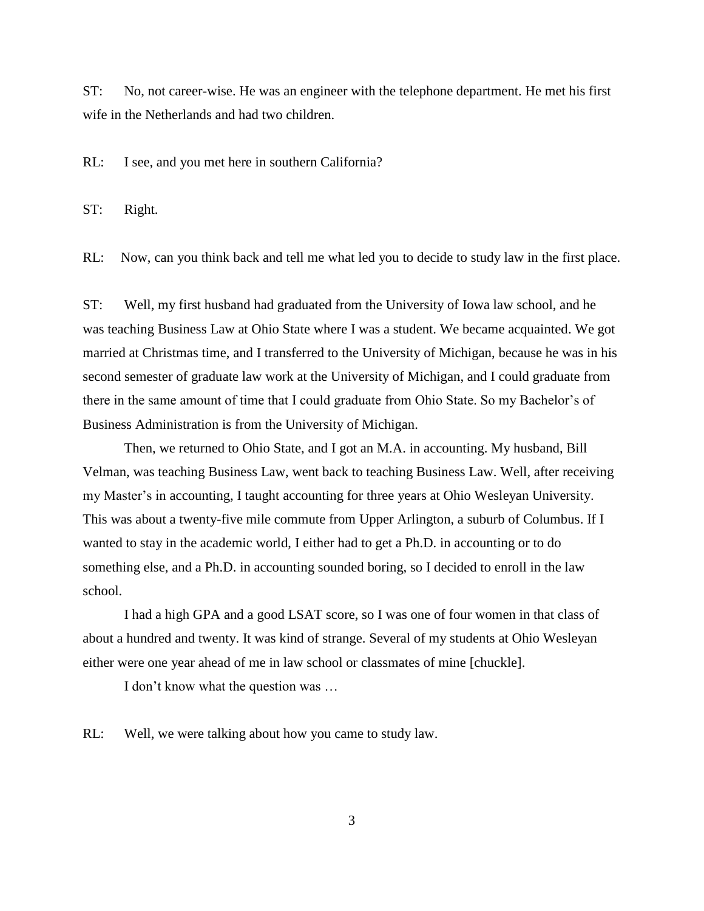ST: No, not career-wise. He was an engineer with the telephone department. He met his first wife in the Netherlands and had two children.

RL: I see, and you met here in southern California?

ST: Right.

RL: Now, can you think back and tell me what led you to decide to study law in the first place.

ST: Well, my first husband had graduated from the University of Iowa law school, and he was teaching Business Law at Ohio State where I was a student. We became acquainted. We got married at Christmas time, and I transferred to the University of Michigan, because he was in his second semester of graduate law work at the University of Michigan, and I could graduate from there in the same amount of time that I could graduate from Ohio State. So my Bachelor's of Business Administration is from the University of Michigan.

Then, we returned to Ohio State, and I got an M.A. in accounting. My husband, Bill Velman, was teaching Business Law, went back to teaching Business Law. Well, after receiving my Master's in accounting, I taught accounting for three years at Ohio Wesleyan University. This was about a twenty-five mile commute from Upper Arlington, a suburb of Columbus. If I wanted to stay in the academic world, I either had to get a Ph.D. in accounting or to do something else, and a Ph.D. in accounting sounded boring, so I decided to enroll in the law school.

I had a high GPA and a good LSAT score, so I was one of four women in that class of about a hundred and twenty. It was kind of strange. Several of my students at Ohio Wesleyan either were one year ahead of me in law school or classmates of mine [chuckle].

I don't know what the question was …

RL: Well, we were talking about how you came to study law.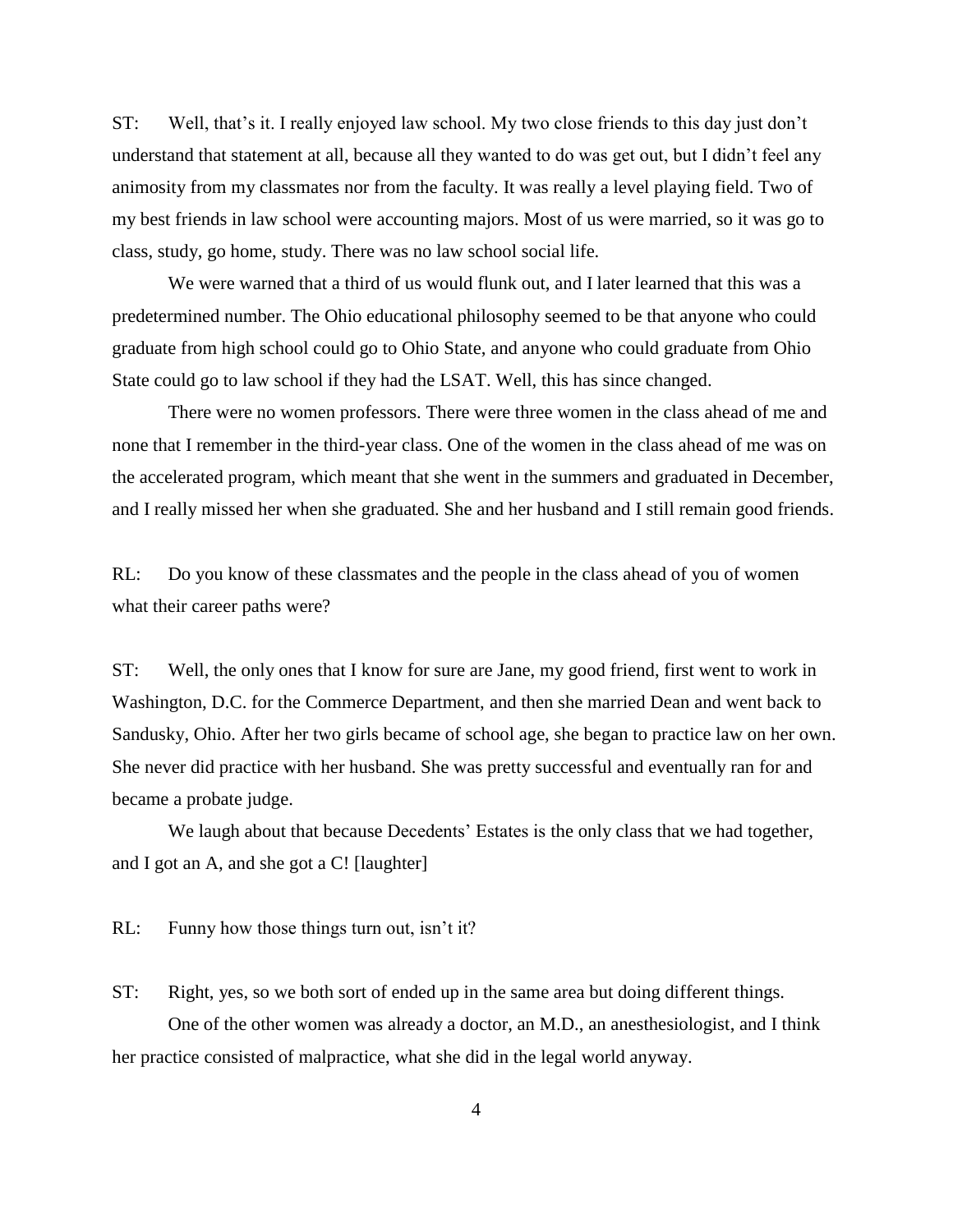ST: Well, that's it. I really enjoyed law school. My two close friends to this day just don't understand that statement at all, because all they wanted to do was get out, but I didn't feel any animosity from my classmates nor from the faculty. It was really a level playing field. Two of my best friends in law school were accounting majors. Most of us were married, so it was go to class, study, go home, study. There was no law school social life.

We were warned that a third of us would flunk out, and I later learned that this was a predetermined number. The Ohio educational philosophy seemed to be that anyone who could graduate from high school could go to Ohio State, and anyone who could graduate from Ohio State could go to law school if they had the LSAT. Well, this has since changed.

There were no women professors. There were three women in the class ahead of me and none that I remember in the third-year class. One of the women in the class ahead of me was on the accelerated program, which meant that she went in the summers and graduated in December, and I really missed her when she graduated. She and her husband and I still remain good friends.

RL: Do you know of these classmates and the people in the class ahead of you of women what their career paths were?

ST: Well, the only ones that I know for sure are Jane, my good friend, first went to work in Washington, D.C. for the Commerce Department, and then she married Dean and went back to Sandusky, Ohio. After her two girls became of school age, she began to practice law on her own. She never did practice with her husband. She was pretty successful and eventually ran for and became a probate judge.

We laugh about that because Decedents' Estates is the only class that we had together, and I got an A, and she got a C! [laughter]

RL: Funny how those things turn out, isn't it?

ST: Right, yes, so we both sort of ended up in the same area but doing different things.

One of the other women was already a doctor, an M.D., an anesthesiologist, and I think her practice consisted of malpractice, what she did in the legal world anyway.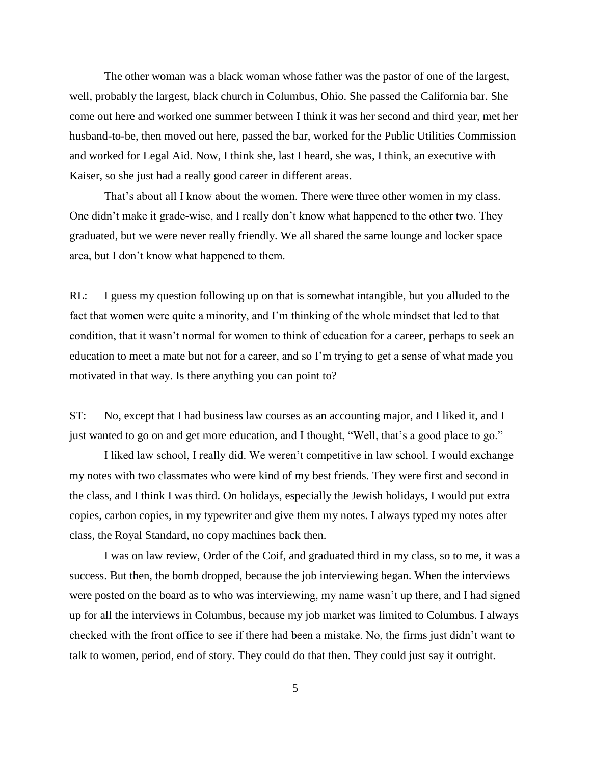The other woman was a black woman whose father was the pastor of one of the largest, well, probably the largest, black church in Columbus, Ohio. She passed the California bar. She come out here and worked one summer between I think it was her second and third year, met her husband-to-be, then moved out here, passed the bar, worked for the Public Utilities Commission and worked for Legal Aid. Now, I think she, last I heard, she was, I think, an executive with Kaiser, so she just had a really good career in different areas.

That's about all I know about the women. There were three other women in my class. One didn't make it grade-wise, and I really don't know what happened to the other two. They graduated, but we were never really friendly. We all shared the same lounge and locker space area, but I don't know what happened to them.

RL: I guess my question following up on that is somewhat intangible, but you alluded to the fact that women were quite a minority, and I'm thinking of the whole mindset that led to that condition, that it wasn't normal for women to think of education for a career, perhaps to seek an education to meet a mate but not for a career, and so I'm trying to get a sense of what made you motivated in that way. Is there anything you can point to?

ST: No, except that I had business law courses as an accounting major, and I liked it, and I just wanted to go on and get more education, and I thought, "Well, that's a good place to go."

I liked law school, I really did. We weren't competitive in law school. I would exchange my notes with two classmates who were kind of my best friends. They were first and second in the class, and I think I was third. On holidays, especially the Jewish holidays, I would put extra copies, carbon copies, in my typewriter and give them my notes. I always typed my notes after class, the Royal Standard, no copy machines back then.

I was on law review, Order of the Coif, and graduated third in my class, so to me, it was a success. But then, the bomb dropped, because the job interviewing began. When the interviews were posted on the board as to who was interviewing, my name wasn't up there, and I had signed up for all the interviews in Columbus, because my job market was limited to Columbus. I always checked with the front office to see if there had been a mistake. No, the firms just didn't want to talk to women, period, end of story. They could do that then. They could just say it outright.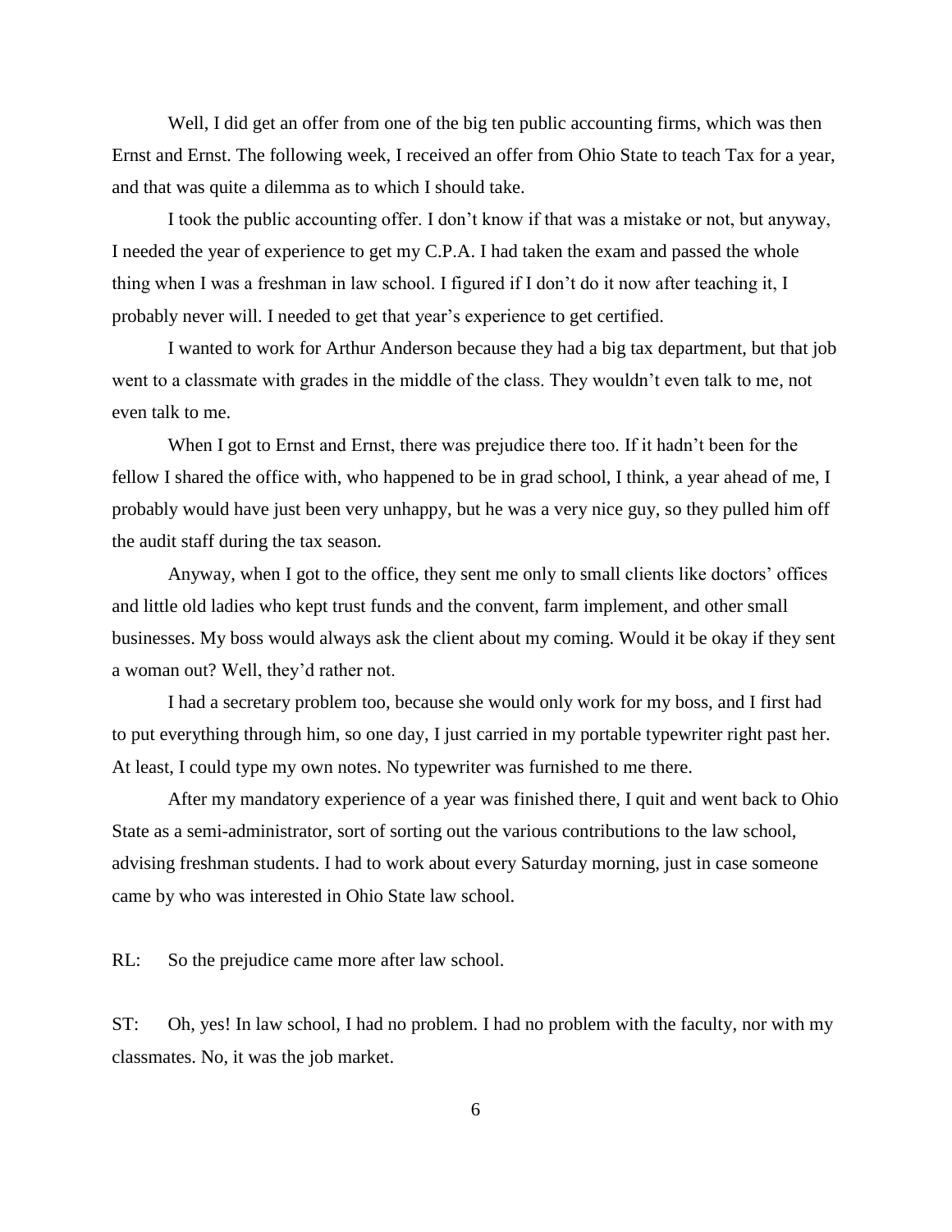Well, I did get an offer from one of the big ten public accounting firms, which was then Ernst and Ernst. The following week, I received an offer from Ohio State to teach Tax for a year, and that was quite a dilemma as to which I should take.

I took the public accounting offer. I don't know if that was a mistake or not, but anyway, I needed the year of experience to get my C.P.A. I had taken the exam and passed the whole thing when I was a freshman in law school. I figured if I don't do it now after teaching it, I probably never will. I needed to get that year's experience to get certified.

I wanted to work for Arthur Anderson because they had a big tax department, but that job went to a classmate with grades in the middle of the class. They wouldn't even talk to me, not even talk to me.

When I got to Ernst and Ernst, there was prejudice there too. If it hadn't been for the fellow I shared the office with, who happened to be in grad school, I think, a year ahead of me, I probably would have just been very unhappy, but he was a very nice guy, so they pulled him off the audit staff during the tax season.

Anyway, when I got to the office, they sent me only to small clients like doctors' offices and little old ladies who kept trust funds and the convent, farm implement, and other small businesses. My boss would always ask the client about my coming. Would it be okay if they sent a woman out? Well, they'd rather not.

I had a secretary problem too, because she would only work for my boss, and I first had to put everything through him, so one day, I just carried in my portable typewriter right past her. At least, I could type my own notes. No typewriter was furnished to me there.

After my mandatory experience of a year was finished there, I quit and went back to Ohio State as a semi-administrator, sort of sorting out the various contributions to the law school, advising freshman students. I had to work about every Saturday morning, just in case someone came by who was interested in Ohio State law school.

RL: So the prejudice came more after law school.

ST: Oh, yes! In law school, I had no problem. I had no problem with the faculty, nor with my classmates. No, it was the job market.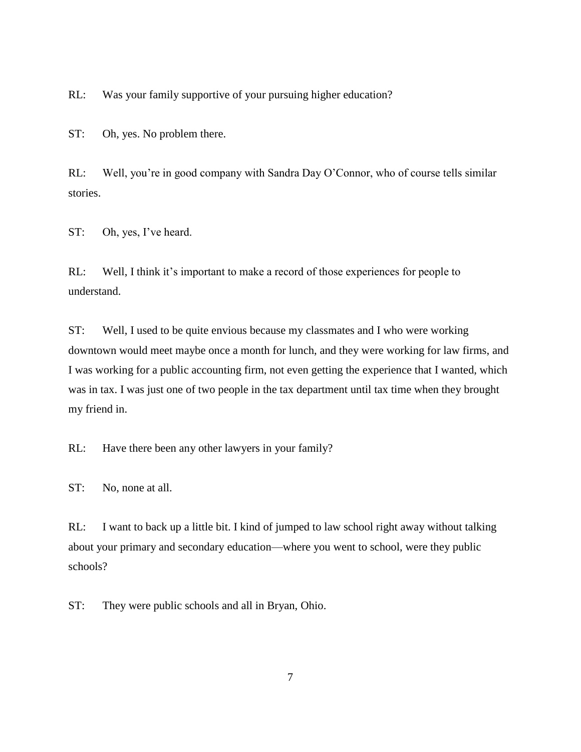RL: Was your family supportive of your pursuing higher education?

ST: Oh, yes. No problem there.

RL: Well, you're in good company with Sandra Day O'Connor, who of course tells similar stories.

ST: Oh, yes, I've heard.

RL: Well, I think it's important to make a record of those experiences for people to understand.

ST: Well, I used to be quite envious because my classmates and I who were working downtown would meet maybe once a month for lunch, and they were working for law firms, and I was working for a public accounting firm, not even getting the experience that I wanted, which was in tax. I was just one of two people in the tax department until tax time when they brought my friend in.

RL: Have there been any other lawyers in your family?

ST: No, none at all.

RL: I want to back up a little bit. I kind of jumped to law school right away without talking about your primary and secondary education—where you went to school, were they public schools?

ST: They were public schools and all in Bryan, Ohio.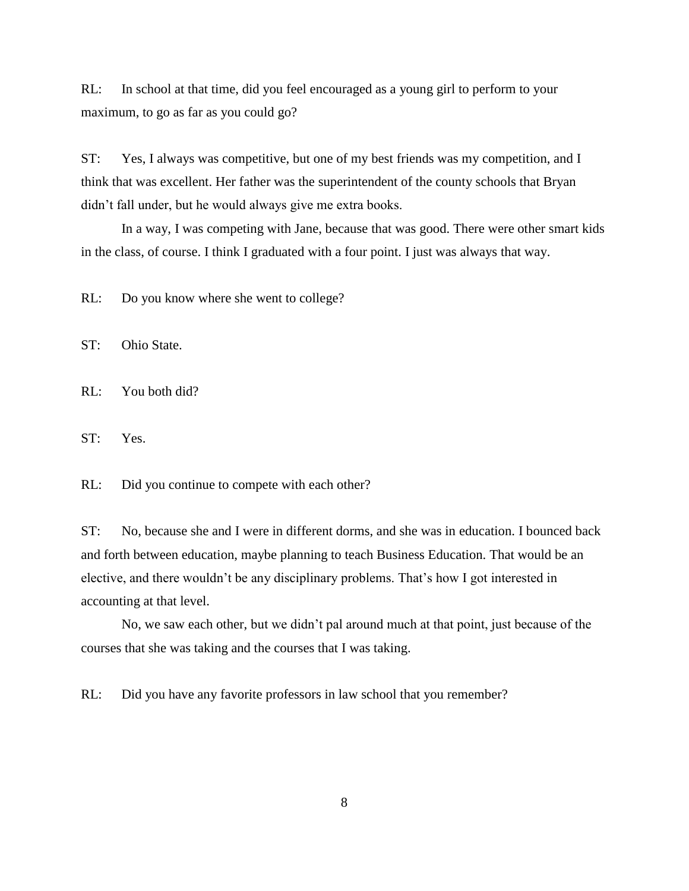RL: In school at that time, did you feel encouraged as a young girl to perform to your maximum, to go as far as you could go?

ST: Yes, I always was competitive, but one of my best friends was my competition, and I think that was excellent. Her father was the superintendent of the county schools that Bryan didn't fall under, but he would always give me extra books.

In a way, I was competing with Jane, because that was good. There were other smart kids in the class, of course. I think I graduated with a four point. I just was always that way.

RL: Do you know where she went to college?

ST: Ohio State.

RL: You both did?

ST: Yes.

RL: Did you continue to compete with each other?

ST: No, because she and I were in different dorms, and she was in education. I bounced back and forth between education, maybe planning to teach Business Education. That would be an elective, and there wouldn't be any disciplinary problems. That's how I got interested in accounting at that level.

No, we saw each other, but we didn't pal around much at that point, just because of the courses that she was taking and the courses that I was taking.

RL: Did you have any favorite professors in law school that you remember?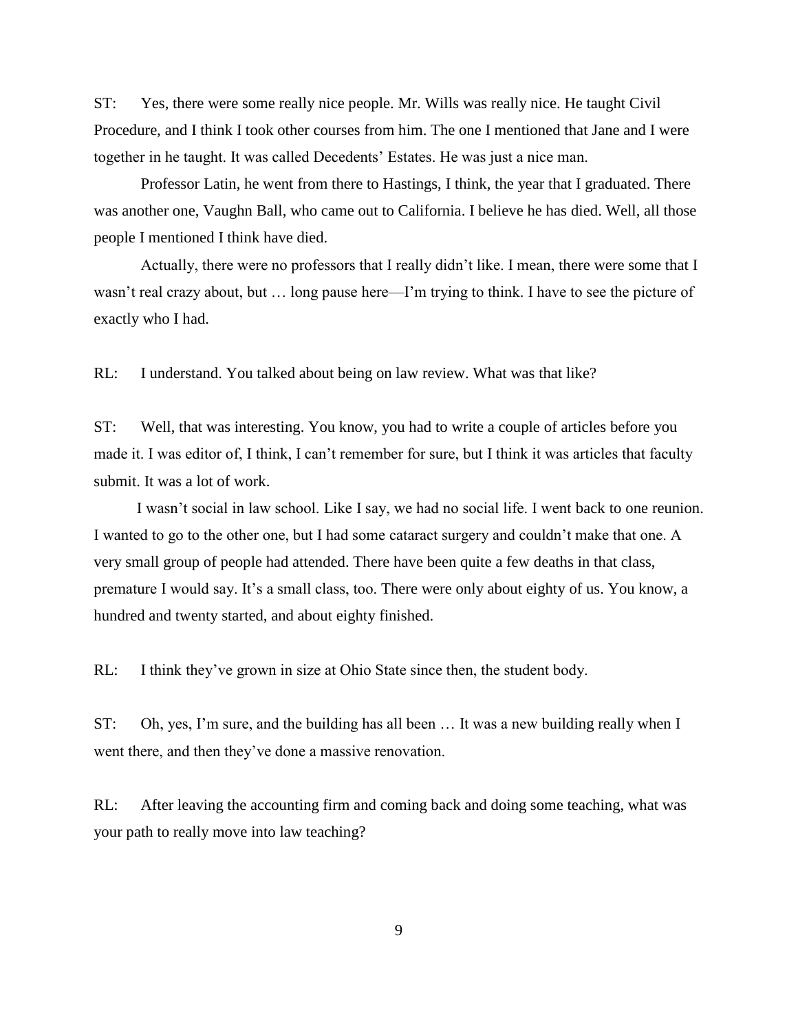ST: Yes, there were some really nice people. Mr. Wills was really nice. He taught Civil Procedure, and I think I took other courses from him. The one I mentioned that Jane and I were together in he taught. It was called Decedents' Estates. He was just a nice man.

Professor Latin, he went from there to Hastings, I think, the year that I graduated. There was another one, Vaughn Ball, who came out to California. I believe he has died. Well, all those people I mentioned I think have died.

Actually, there were no professors that I really didn't like. I mean, there were some that I wasn't real crazy about, but … long pause here—I'm trying to think. I have to see the picture of exactly who I had.

RL: I understand. You talked about being on law review. What was that like?

ST: Well, that was interesting. You know, you had to write a couple of articles before you made it. I was editor of, I think, I can't remember for sure, but I think it was articles that faculty submit. It was a lot of work.

I wasn't social in law school. Like I say, we had no social life. I went back to one reunion. I wanted to go to the other one, but I had some cataract surgery and couldn't make that one. A very small group of people had attended. There have been quite a few deaths in that class, premature I would say. It's a small class, too. There were only about eighty of us. You know, a hundred and twenty started, and about eighty finished.

RL: I think they've grown in size at Ohio State since then, the student body.

ST: Oh, yes, I'm sure, and the building has all been … It was a new building really when I went there, and then they've done a massive renovation.

RL: After leaving the accounting firm and coming back and doing some teaching, what was your path to really move into law teaching?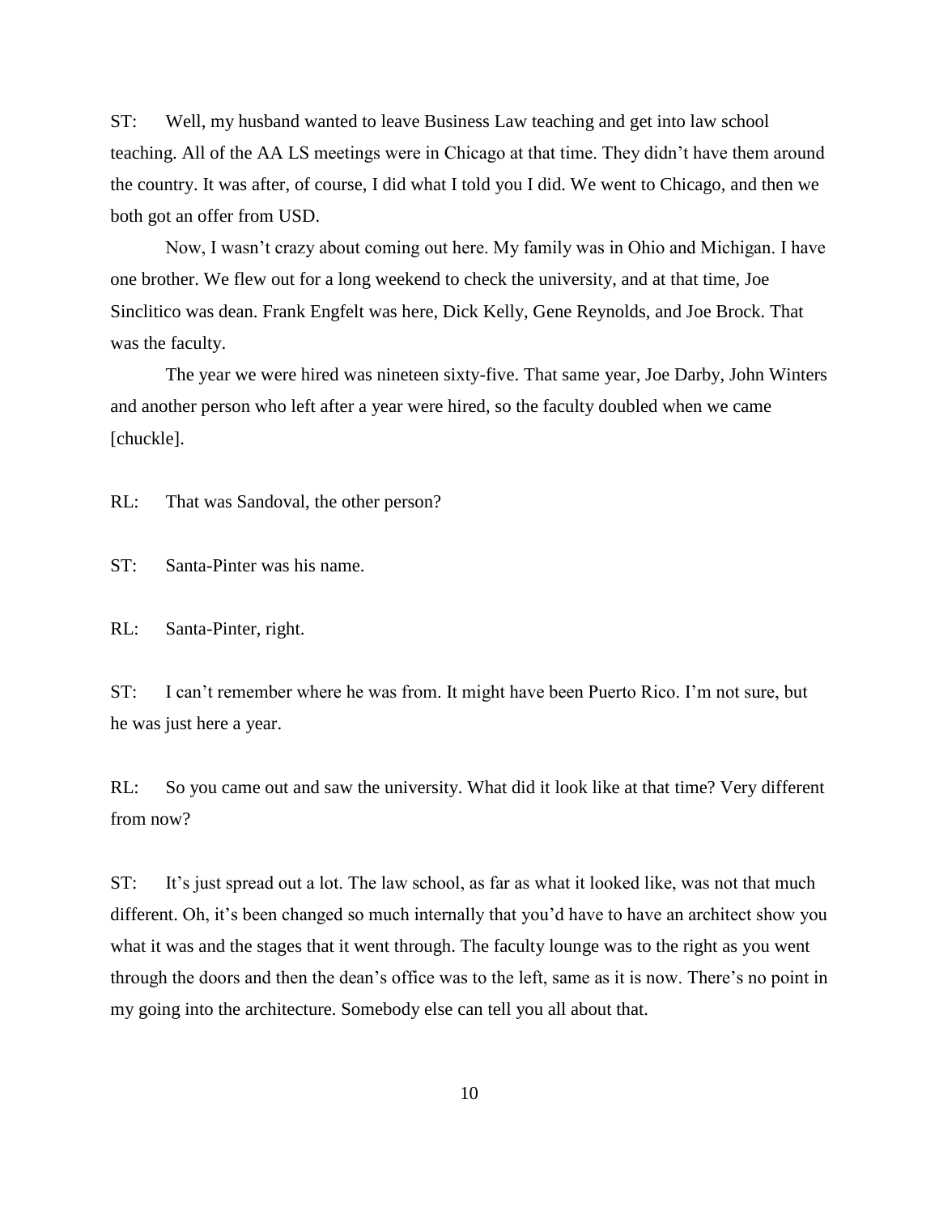ST: Well, my husband wanted to leave Business Law teaching and get into law school teaching. All of the AA LS meetings were in Chicago at that time. They didn't have them around the country. It was after, of course, I did what I told you I did. We went to Chicago, and then we both got an offer from USD.

Now, I wasn't crazy about coming out here. My family was in Ohio and Michigan. I have one brother. We flew out for a long weekend to check the university, and at that time, Joe Sinclitico was dean. Frank Engfelt was here, Dick Kelly, Gene Reynolds, and Joe Brock. That was the faculty.

The year we were hired was nineteen sixty-five. That same year, Joe Darby, John Winters and another person who left after a year were hired, so the faculty doubled when we came [chuckle].

RL: That was Sandoval, the other person?

ST: Santa-Pinter was his name.

RL: Santa-Pinter, right.

ST: I can't remember where he was from. It might have been Puerto Rico. I'm not sure, but he was just here a year.

RL: So you came out and saw the university. What did it look like at that time? Very different from now?

ST: It's just spread out a lot. The law school, as far as what it looked like, was not that much different. Oh, it's been changed so much internally that you'd have to have an architect show you what it was and the stages that it went through. The faculty lounge was to the right as you went through the doors and then the dean's office was to the left, same as it is now. There's no point in my going into the architecture. Somebody else can tell you all about that.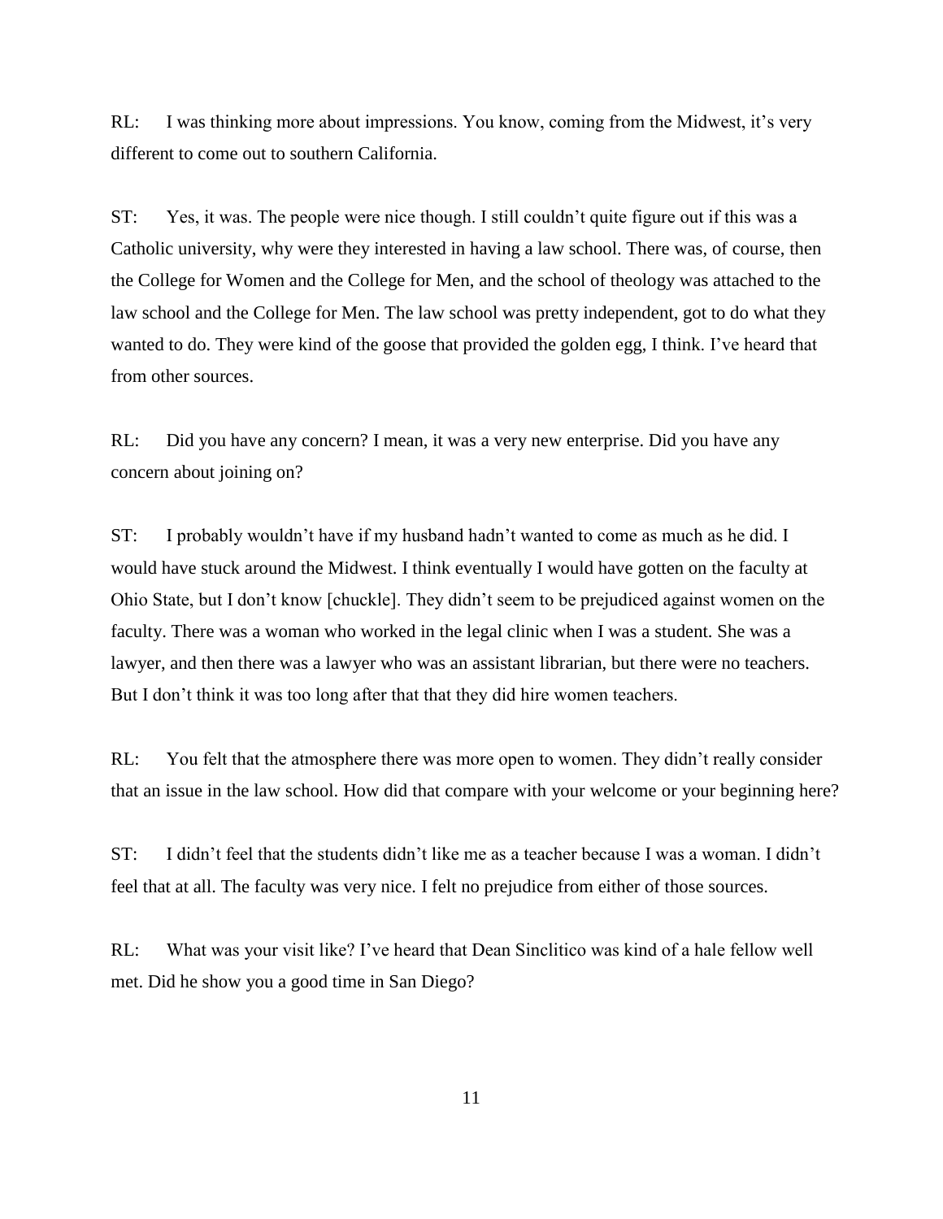RL: I was thinking more about impressions. You know, coming from the Midwest, it's very different to come out to southern California.

ST: Yes, it was. The people were nice though. I still couldn't quite figure out if this was a Catholic university, why were they interested in having a law school. There was, of course, then the College for Women and the College for Men, and the school of theology was attached to the law school and the College for Men. The law school was pretty independent, got to do what they wanted to do. They were kind of the goose that provided the golden egg, I think. I've heard that from other sources.

RL: Did you have any concern? I mean, it was a very new enterprise. Did you have any concern about joining on?

ST: I probably wouldn't have if my husband hadn't wanted to come as much as he did. I would have stuck around the Midwest. I think eventually I would have gotten on the faculty at Ohio State, but I don't know [chuckle]. They didn't seem to be prejudiced against women on the faculty. There was a woman who worked in the legal clinic when I was a student. She was a lawyer, and then there was a lawyer who was an assistant librarian, but there were no teachers. But I don't think it was too long after that that they did hire women teachers.

RL: You felt that the atmosphere there was more open to women. They didn't really consider that an issue in the law school. How did that compare with your welcome or your beginning here?

ST: I didn't feel that the students didn't like me as a teacher because I was a woman. I didn't feel that at all. The faculty was very nice. I felt no prejudice from either of those sources.

RL: What was your visit like? I've heard that Dean Sinclitico was kind of a hale fellow well met. Did he show you a good time in San Diego?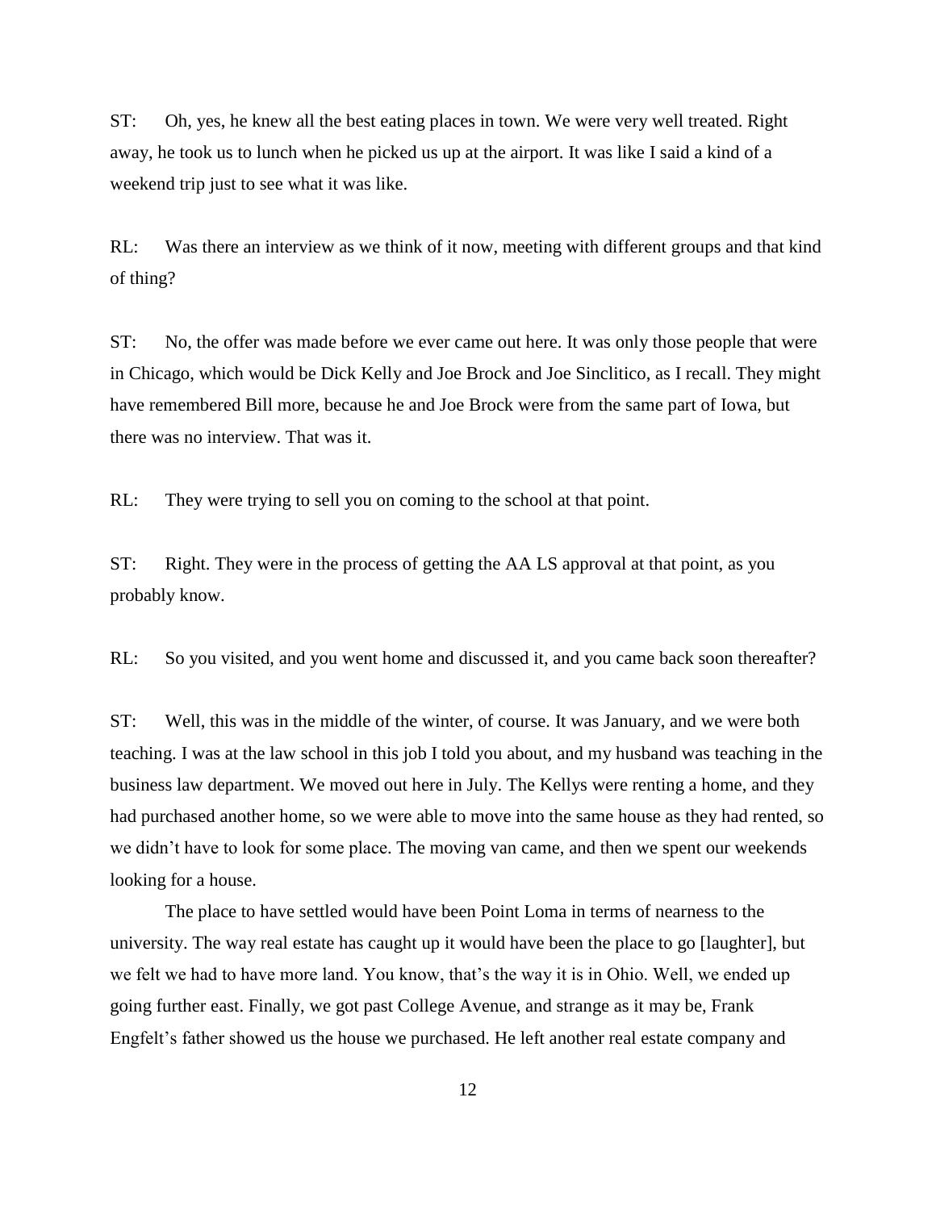ST: Oh, yes, he knew all the best eating places in town. We were very well treated. Right away, he took us to lunch when he picked us up at the airport. It was like I said a kind of a weekend trip just to see what it was like.

RL: Was there an interview as we think of it now, meeting with different groups and that kind of thing?

ST: No, the offer was made before we ever came out here. It was only those people that were in Chicago, which would be Dick Kelly and Joe Brock and Joe Sinclitico, as I recall. They might have remembered Bill more, because he and Joe Brock were from the same part of Iowa, but there was no interview. That was it.

RL: They were trying to sell you on coming to the school at that point.

ST: Right. They were in the process of getting the AA LS approval at that point, as you probably know.

RL: So you visited, and you went home and discussed it, and you came back soon thereafter?

ST: Well, this was in the middle of the winter, of course. It was January, and we were both teaching. I was at the law school in this job I told you about, and my husband was teaching in the business law department. We moved out here in July. The Kellys were renting a home, and they had purchased another home, so we were able to move into the same house as they had rented, so we didn't have to look for some place. The moving van came, and then we spent our weekends looking for a house.

The place to have settled would have been Point Loma in terms of nearness to the university. The way real estate has caught up it would have been the place to go [laughter], but we felt we had to have more land. You know, that's the way it is in Ohio. Well, we ended up going further east. Finally, we got past College Avenue, and strange as it may be, Frank Engfelt's father showed us the house we purchased. He left another real estate company and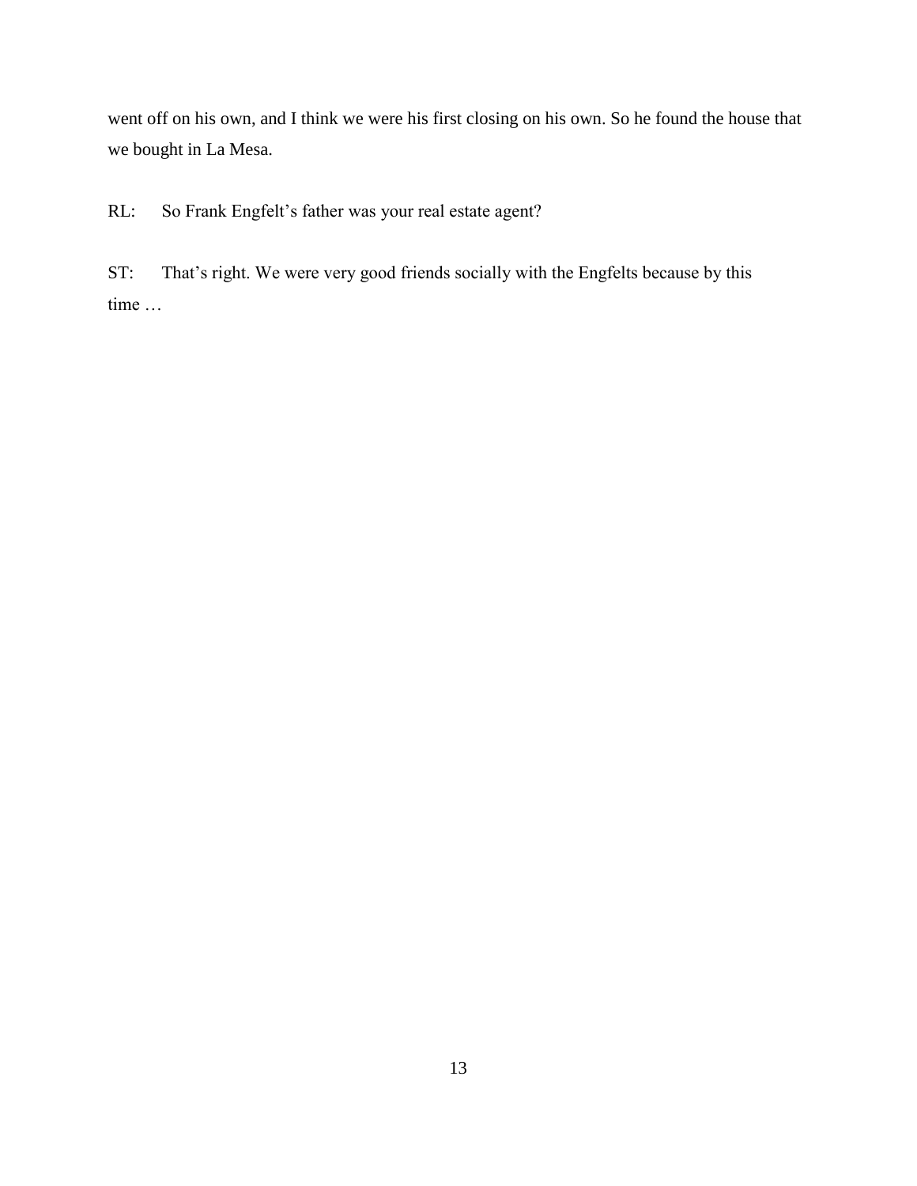went off on his own, and I think we were his first closing on his own. So he found the house that we bought in La Mesa.

RL: So Frank Engfelt's father was your real estate agent?

ST: That's right. We were very good friends socially with the Engfelts because by this time …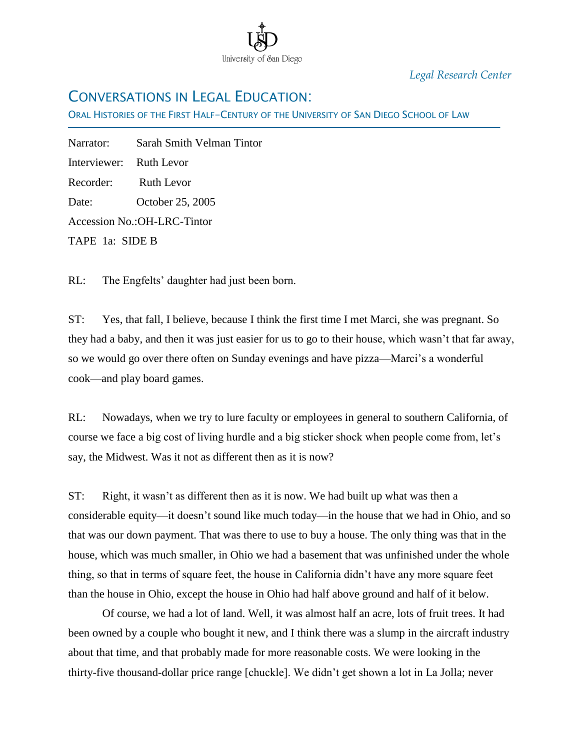*Legal Research Center*

# CONVERSATIONS IN LEGAL EDUCATION:

ORAL HISTORIES OF THE FIRST HALF–CENTURY OF THE UNIVERSITY OF SAN DIEGO SCHOOL OF LAW

Narrator: Sarah Smith Velman Tintor
Interviewer: Ruth Levor
Recorder: Ruth Levor
Date: October 25, 2005
Accession No.:OH-LRC-Tintor
TAPE 1a: SIDE B

RL: The Engfelts' daughter had just been born.

ST: Yes, that fall, I believe, because I think the first time I met Marci, she was pregnant. So they had a baby, and then it was just easier for us to go to their house, which wasn't that far away, so we would go over there often on Sunday evenings and have pizza—Marci's a wonderful cook—and play board games.

RL: Nowadays, when we try to lure faculty or employees in general to southern California, of course we face a big cost of living hurdle and a big sticker shock when people come from, let's say, the Midwest. Was it not as different then as it is now?

ST: Right, it wasn't as different then as it is now. We had built up what was then a considerable equity—it doesn't sound like much today—in the house that we had in Ohio, and so that was our down payment. That was there to use to buy a house. The only thing was that in the house, which was much smaller, in Ohio we had a basement that was unfinished under the whole thing, so that in terms of square feet, the house in California didn't have any more square feet than the house in Ohio, except the house in Ohio had half above ground and half of it below.

Of course, we had a lot of land. Well, it was almost half an acre, lots of fruit trees. It had been owned by a couple who bought it new, and I think there was a slump in the aircraft industry about that time, and that probably made for more reasonable costs. We were looking in the thirty-five thousand-dollar price range [chuckle]. We didn't get shown a lot in La Jolla; never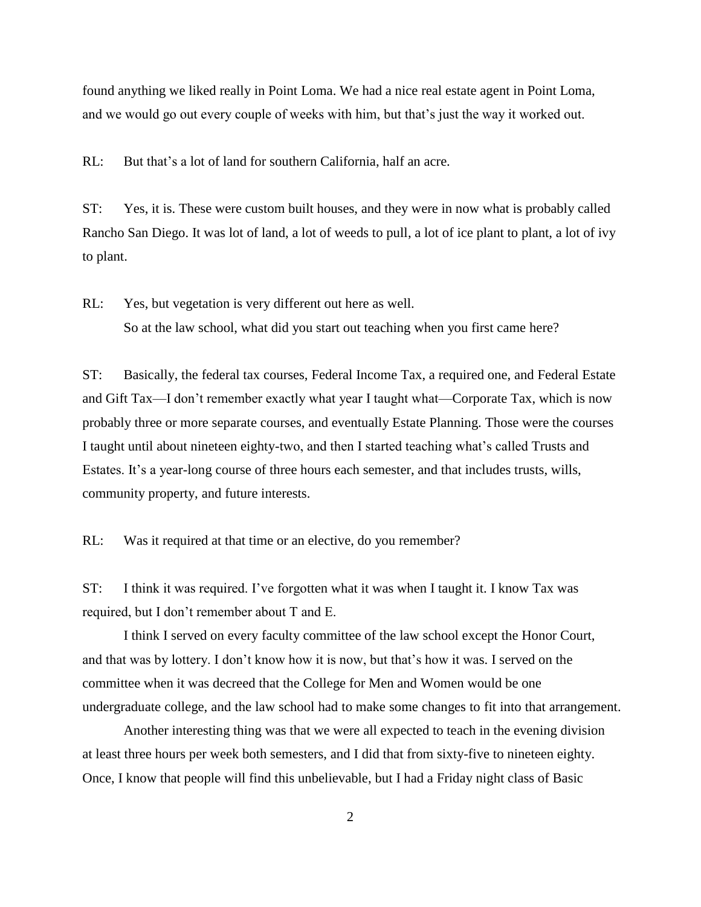found anything we liked really in Point Loma. We had a nice real estate agent in Point Loma, and we would go out every couple of weeks with him, but that's just the way it worked out.

RL: But that's a lot of land for southern California, half an acre.

ST: Yes, it is. These were custom built houses, and they were in now what is probably called Rancho San Diego. It was lot of land, a lot of weeds to pull, a lot of ice plant to plant, a lot of ivy to plant.

RL: Yes, but vegetation is very different out here as well.
So at the law school, what did you start out teaching when you first came here?

ST: Basically, the federal tax courses, Federal Income Tax, a required one, and Federal Estate and Gift Tax—I don't remember exactly what year I taught what—Corporate Tax, which is now probably three or more separate courses, and eventually Estate Planning. Those were the courses I taught until about nineteen eighty-two, and then I started teaching what's called Trusts and Estates. It's a year-long course of three hours each semester, and that includes trusts, wills, community property, and future interests.

RL: Was it required at that time or an elective, do you remember?

ST: I think it was required. I've forgotten what it was when I taught it. I know Tax was required, but I don't remember about T and E.

I think I served on every faculty committee of the law school except the Honor Court, and that was by lottery. I don't know how it is now, but that's how it was. I served on the committee when it was decreed that the College for Men and Women would be one undergraduate college, and the law school had to make some changes to fit into that arrangement.

Another interesting thing was that we were all expected to teach in the evening division at least three hours per week both semesters, and I did that from sixty-five to nineteen eighty. Once, I know that people will find this unbelievable, but I had a Friday night class of Basic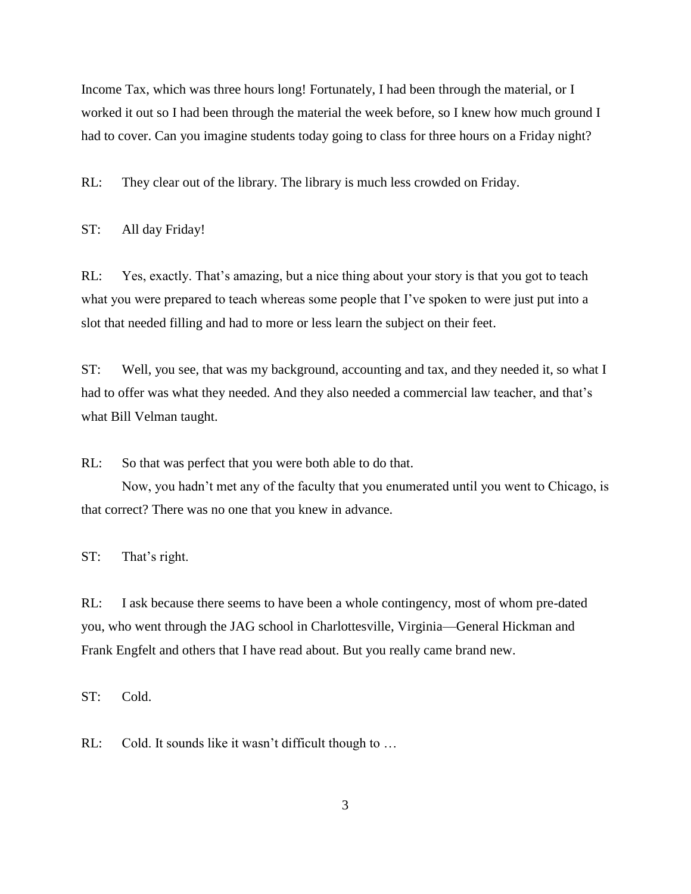Income Tax, which was three hours long! Fortunately, I had been through the material, or I worked it out so I had been through the material the week before, so I knew how much ground I had to cover. Can you imagine students today going to class for three hours on a Friday night?

RL: They clear out of the library. The library is much less crowded on Friday.

ST: All day Friday!

RL: Yes, exactly. That's amazing, but a nice thing about your story is that you got to teach what you were prepared to teach whereas some people that I've spoken to were just put into a slot that needed filling and had to more or less learn the subject on their feet.

ST: Well, you see, that was my background, accounting and tax, and they needed it, so what I had to offer was what they needed. And they also needed a commercial law teacher, and that's what Bill Velman taught.

RL: So that was perfect that you were both able to do that.

Now, you hadn't met any of the faculty that you enumerated until you went to Chicago, is that correct? There was no one that you knew in advance.

ST: That's right.

RL: I ask because there seems to have been a whole contingency, most of whom pre-dated you, who went through the JAG school in Charlottesville, Virginia—General Hickman and Frank Engfelt and others that I have read about. But you really came brand new.

ST: Cold.

RL: Cold. It sounds like it wasn't difficult though to …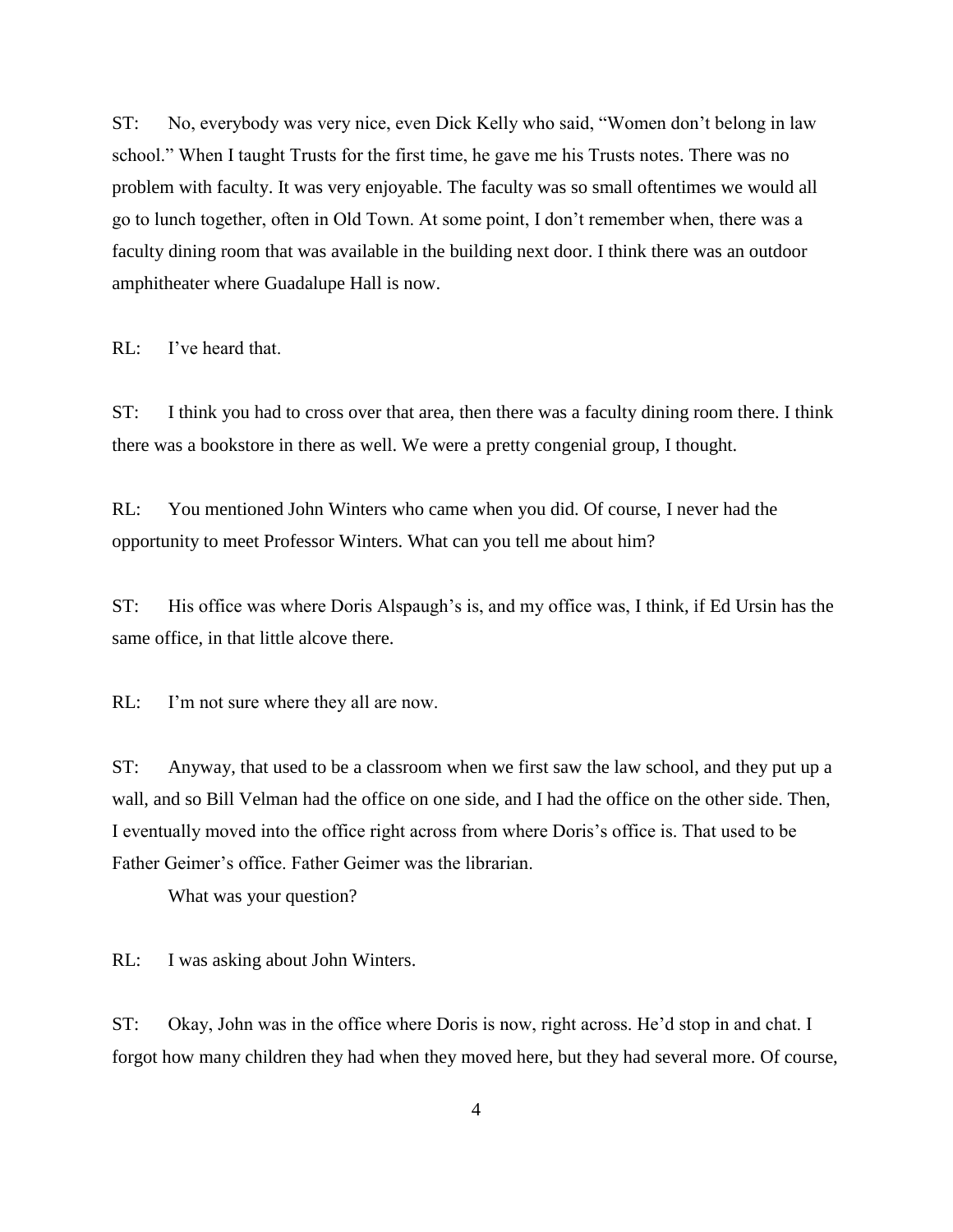ST: No, everybody was very nice, even Dick Kelly who said, "Women don't belong in law school." When I taught Trusts for the first time, he gave me his Trusts notes. There was no problem with faculty. It was very enjoyable. The faculty was so small oftentimes we would all go to lunch together, often in Old Town. At some point, I don't remember when, there was a faculty dining room that was available in the building next door. I think there was an outdoor amphitheater where Guadalupe Hall is now.

RL: I've heard that.

ST: I think you had to cross over that area, then there was a faculty dining room there. I think there was a bookstore in there as well. We were a pretty congenial group, I thought.

RL: You mentioned John Winters who came when you did. Of course, I never had the opportunity to meet Professor Winters. What can you tell me about him?

ST: His office was where Doris Alspaugh's is, and my office was, I think, if Ed Ursin has the same office, in that little alcove there.

RL: I'm not sure where they all are now.

ST: Anyway, that used to be a classroom when we first saw the law school, and they put up a wall, and so Bill Velman had the office on one side, and I had the office on the other side. Then, I eventually moved into the office right across from where Doris's office is. That used to be Father Geimer's office. Father Geimer was the librarian.

What was your question?

RL: I was asking about John Winters.

ST: Okay, John was in the office where Doris is now, right across. He'd stop in and chat. I forgot how many children they had when they moved here, but they had several more. Of course,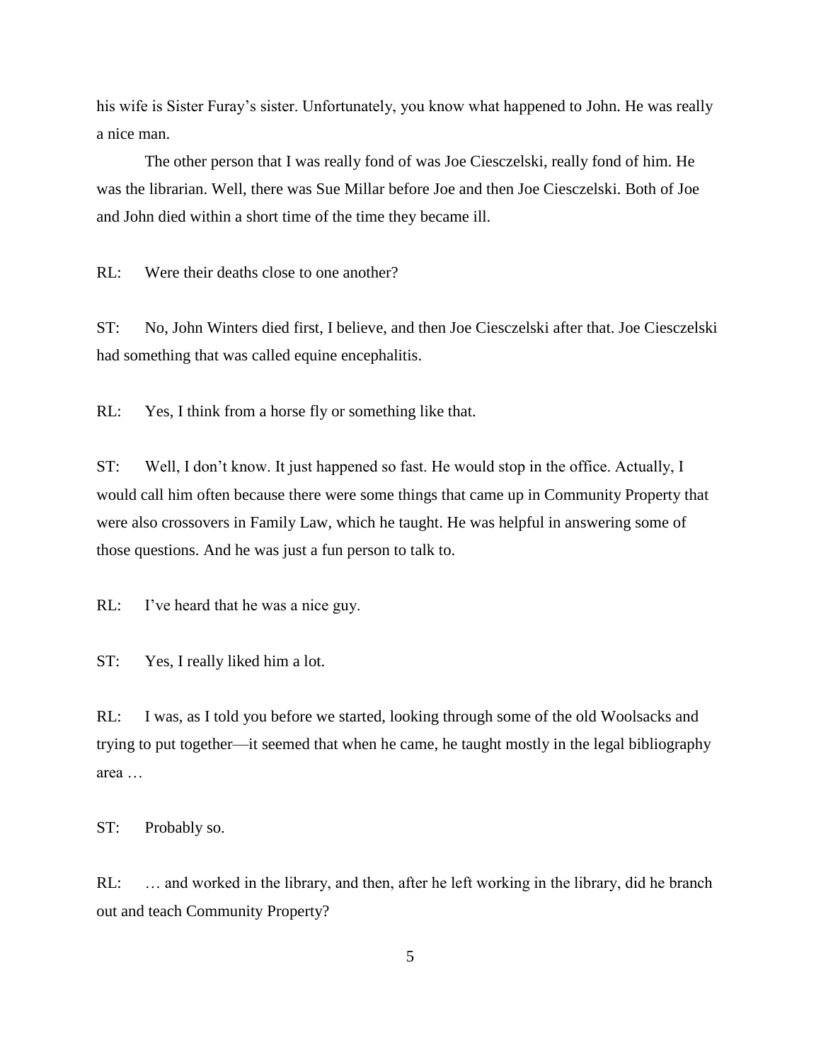his wife is Sister Furay's sister. Unfortunately, you know what happened to John. He was really a nice man.

The other person that I was really fond of was Joe Ciesczelski, really fond of him. He was the librarian. Well, there was Sue Millar before Joe and then Joe Ciesczelski. Both of Joe and John died within a short time of the time they became ill.

RL: Were their deaths close to one another?

ST: No, John Winters died first, I believe, and then Joe Ciesczelski after that. Joe Ciesczelski had something that was called equine encephalitis.

RL: Yes, I think from a horse fly or something like that.

ST: Well, I don't know. It just happened so fast. He would stop in the office. Actually, I would call him often because there were some things that came up in Community Property that were also crossovers in Family Law, which he taught. He was helpful in answering some of those questions. And he was just a fun person to talk to.

RL: I've heard that he was a nice guy.

ST: Yes, I really liked him a lot.

RL: I was, as I told you before we started, looking through some of the old Woolsacks and trying to put together—it seemed that when he came, he taught mostly in the legal bibliography area …

ST: Probably so.

RL: … and worked in the library, and then, after he left working in the library, did he branch out and teach Community Property?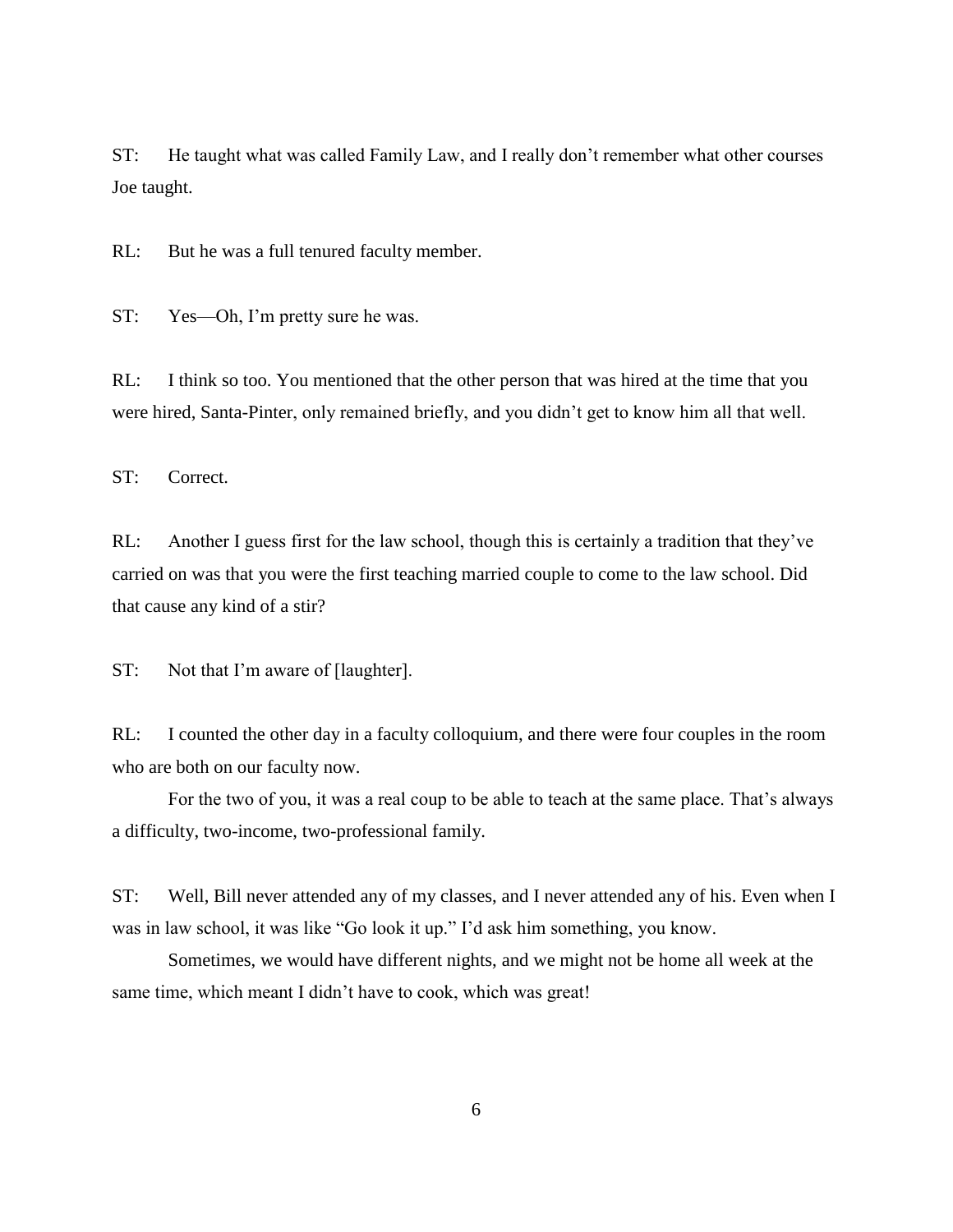ST: He taught what was called Family Law, and I really don't remember what other courses Joe taught.

RL: But he was a full tenured faculty member.

ST: Yes—Oh, I'm pretty sure he was.

RL: I think so too. You mentioned that the other person that was hired at the time that you were hired, Santa-Pinter, only remained briefly, and you didn't get to know him all that well.

ST: Correct.

RL: Another I guess first for the law school, though this is certainly a tradition that they've carried on was that you were the first teaching married couple to come to the law school. Did that cause any kind of a stir?

ST: Not that I'm aware of [laughter].

RL: I counted the other day in a faculty colloquium, and there were four couples in the room who are both on our faculty now.

For the two of you, it was a real coup to be able to teach at the same place. That's always a difficulty, two-income, two-professional family.

ST: Well, Bill never attended any of my classes, and I never attended any of his. Even when I was in law school, it was like "Go look it up." I'd ask him something, you know.

Sometimes, we would have different nights, and we might not be home all week at the same time, which meant I didn't have to cook, which was great!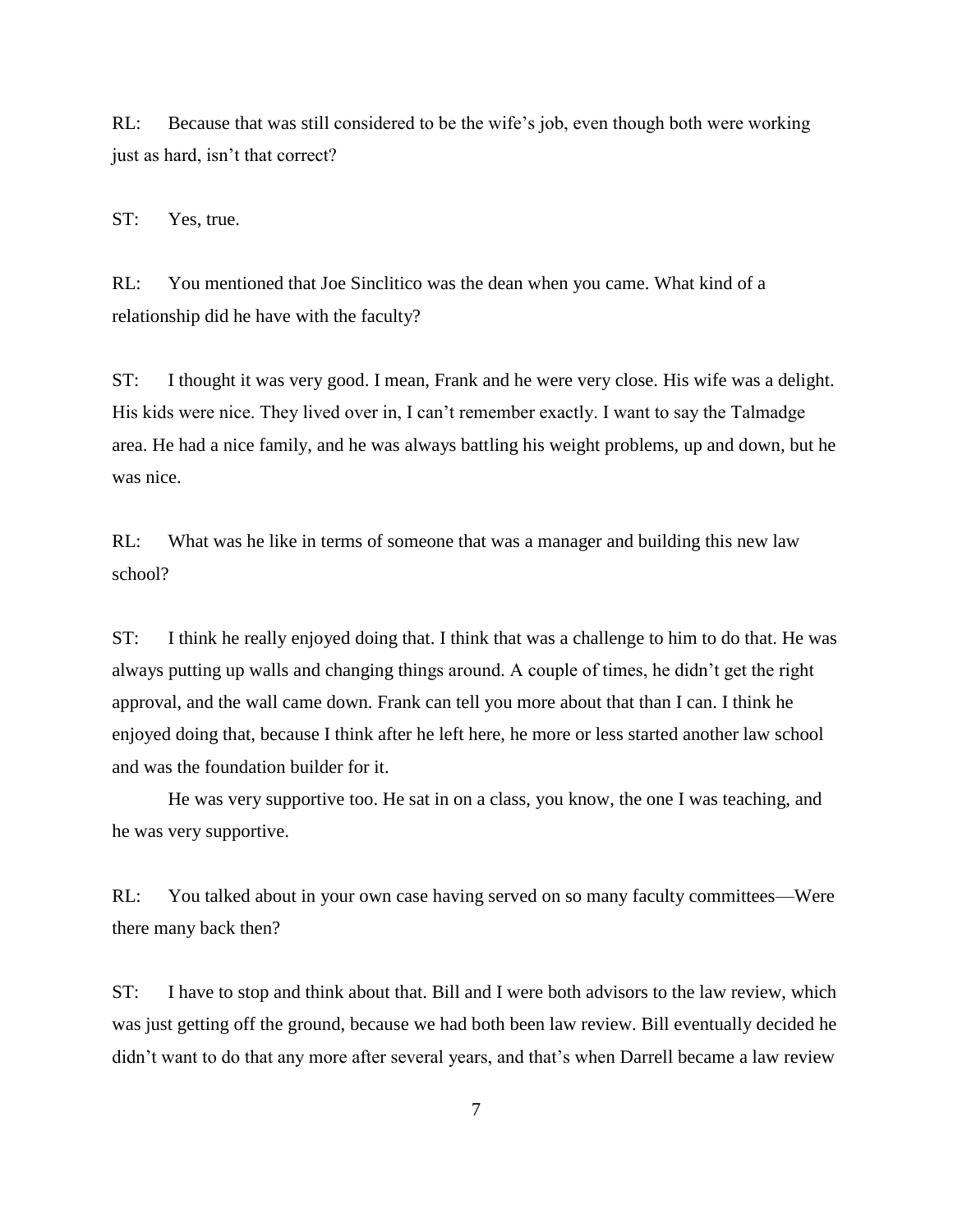RL: Because that was still considered to be the wife's job, even though both were working just as hard, isn't that correct?

ST: Yes, true.

RL: You mentioned that Joe Sinclitico was the dean when you came. What kind of a relationship did he have with the faculty?

ST: I thought it was very good. I mean, Frank and he were very close. His wife was a delight. His kids were nice. They lived over in, I can't remember exactly. I want to say the Talmadge area. He had a nice family, and he was always battling his weight problems, up and down, but he was nice.

RL: What was he like in terms of someone that was a manager and building this new law school?

ST: I think he really enjoyed doing that. I think that was a challenge to him to do that. He was always putting up walls and changing things around. A couple of times, he didn't get the right approval, and the wall came down. Frank can tell you more about that than I can. I think he enjoyed doing that, because I think after he left here, he more or less started another law school and was the foundation builder for it.

He was very supportive too. He sat in on a class, you know, the one I was teaching, and he was very supportive.

RL: You talked about in your own case having served on so many faculty committees—Were there many back then?

ST: I have to stop and think about that. Bill and I were both advisors to the law review, which was just getting off the ground, because we had both been law review. Bill eventually decided he didn't want to do that any more after several years, and that's when Darrell became a law review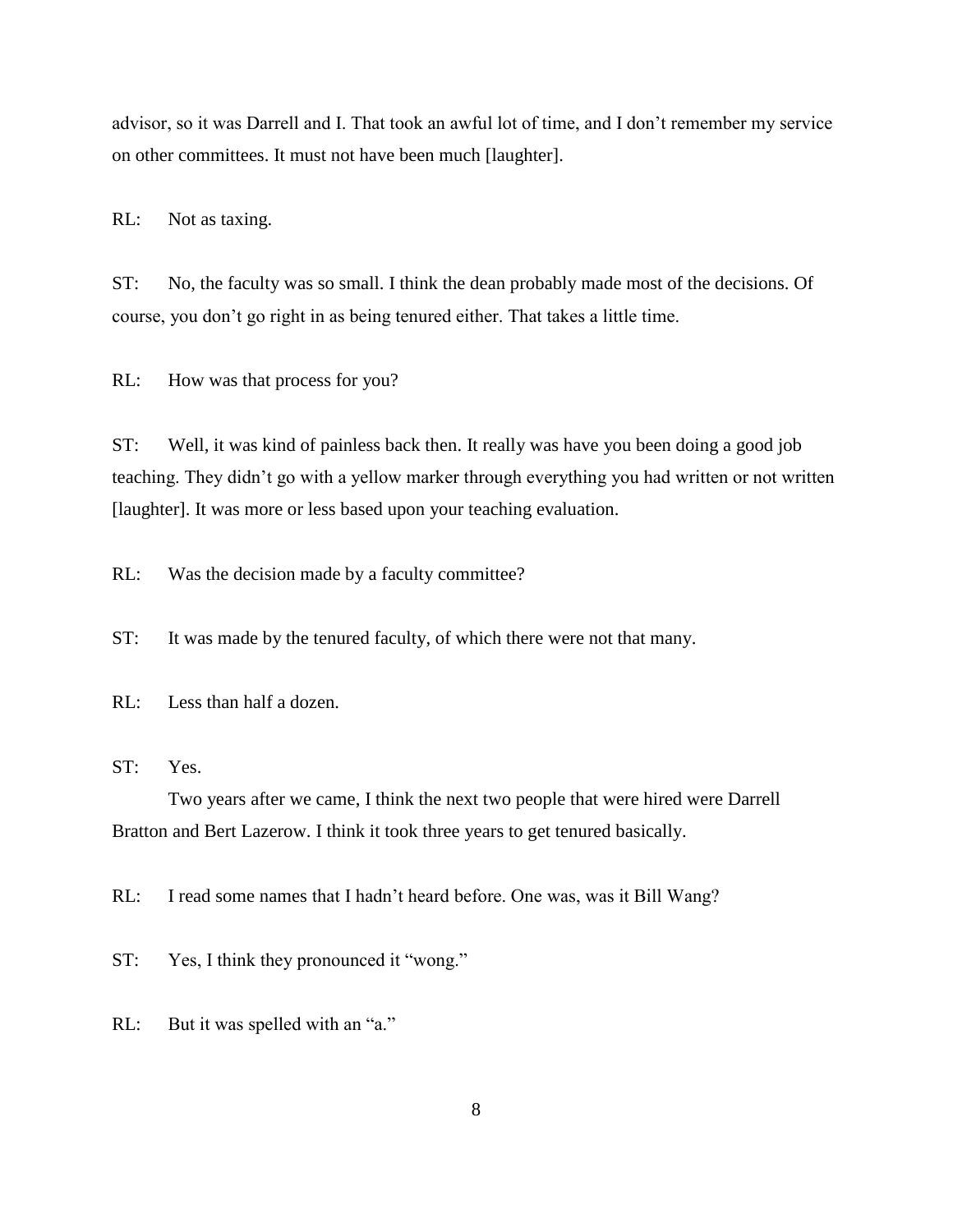advisor, so it was Darrell and I. That took an awful lot of time, and I don't remember my service on other committees. It must not have been much [laughter].

RL: Not as taxing.

ST: No, the faculty was so small. I think the dean probably made most of the decisions. Of course, you don't go right in as being tenured either. That takes a little time.

RL: How was that process for you?

ST: Well, it was kind of painless back then. It really was have you been doing a good job teaching. They didn't go with a yellow marker through everything you had written or not written [laughter]. It was more or less based upon your teaching evaluation.

RL: Was the decision made by a faculty committee?

ST: It was made by the tenured faculty, of which there were not that many.

RL: Less than half a dozen.

ST: Yes.

Two years after we came, I think the next two people that were hired were Darrell Bratton and Bert Lazerow. I think it took three years to get tenured basically.

RL: I read some names that I hadn't heard before. One was, was it Bill Wang?

ST: Yes, I think they pronounced it "wong."

RL: But it was spelled with an "a."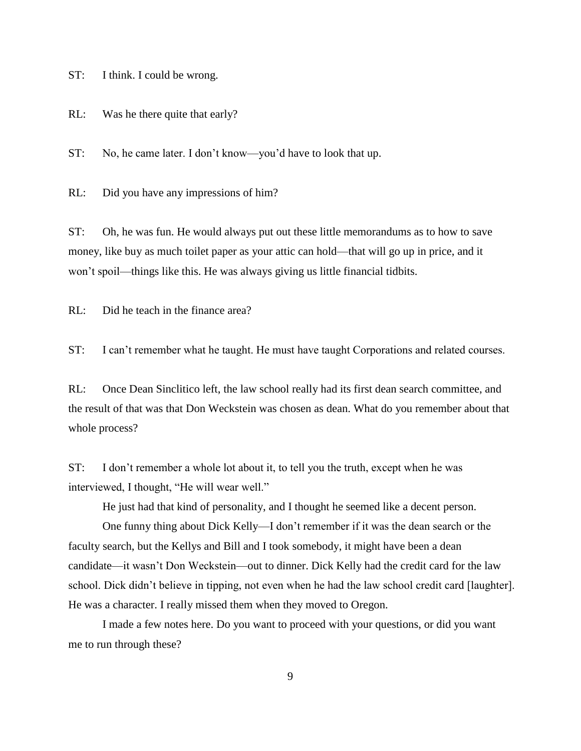ST: I think. I could be wrong.

RL: Was he there quite that early?

ST: No, he came later. I don't know—you'd have to look that up.

RL: Did you have any impressions of him?

ST: Oh, he was fun. He would always put out these little memorandums as to how to save money, like buy as much toilet paper as your attic can hold—that will go up in price, and it won't spoil—things like this. He was always giving us little financial tidbits.

RL: Did he teach in the finance area?

ST: I can't remember what he taught. He must have taught Corporations and related courses.

RL: Once Dean Sinclitico left, the law school really had its first dean search committee, and the result of that was that Don Weckstein was chosen as dean. What do you remember about that whole process?

ST: I don't remember a whole lot about it, to tell you the truth, except when he was interviewed, I thought, "He will wear well."

He just had that kind of personality, and I thought he seemed like a decent person.

One funny thing about Dick Kelly—I don't remember if it was the dean search or the faculty search, but the Kellys and Bill and I took somebody, it might have been a dean candidate—it wasn't Don Weckstein—out to dinner. Dick Kelly had the credit card for the law school. Dick didn't believe in tipping, not even when he had the law school credit card [laughter]. He was a character. I really missed them when they moved to Oregon.

I made a few notes here. Do you want to proceed with your questions, or did you want me to run through these?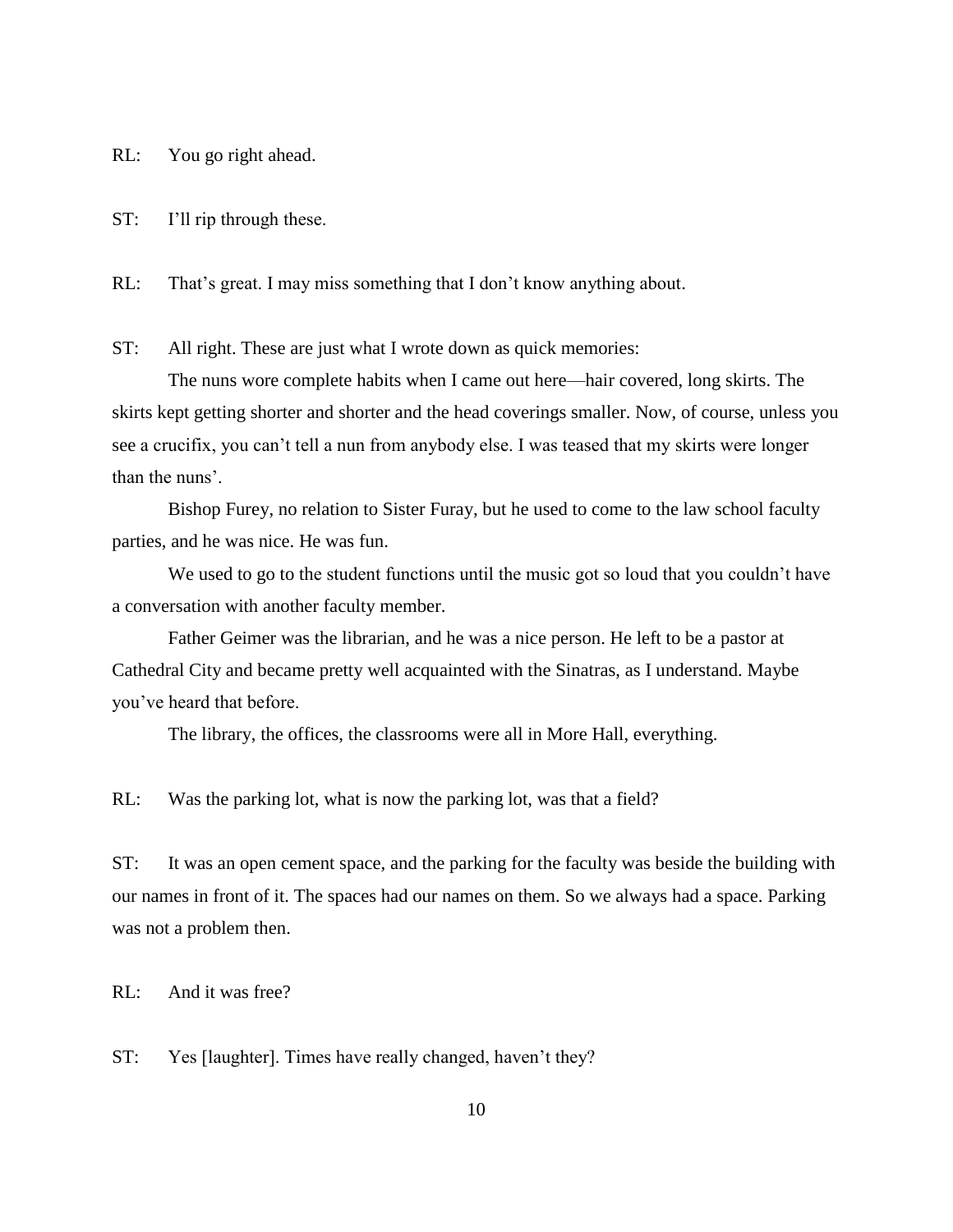RL: You go right ahead.

ST: I'll rip through these.

RL: That's great. I may miss something that I don't know anything about.

ST: All right. These are just what I wrote down as quick memories:

The nuns wore complete habits when I came out here—hair covered, long skirts. The skirts kept getting shorter and shorter and the head coverings smaller. Now, of course, unless you see a crucifix, you can't tell a nun from anybody else. I was teased that my skirts were longer than the nuns'.

Bishop Furey, no relation to Sister Furay, but he used to come to the law school faculty parties, and he was nice. He was fun.

We used to go to the student functions until the music got so loud that you couldn't have a conversation with another faculty member.

Father Geimer was the librarian, and he was a nice person. He left to be a pastor at Cathedral City and became pretty well acquainted with the Sinatras, as I understand. Maybe you've heard that before.

The library, the offices, the classrooms were all in More Hall, everything.

RL: Was the parking lot, what is now the parking lot, was that a field?

ST: It was an open cement space, and the parking for the faculty was beside the building with our names in front of it. The spaces had our names on them. So we always had a space. Parking was not a problem then.

RL: And it was free?

ST: Yes [laughter]. Times have really changed, haven't they?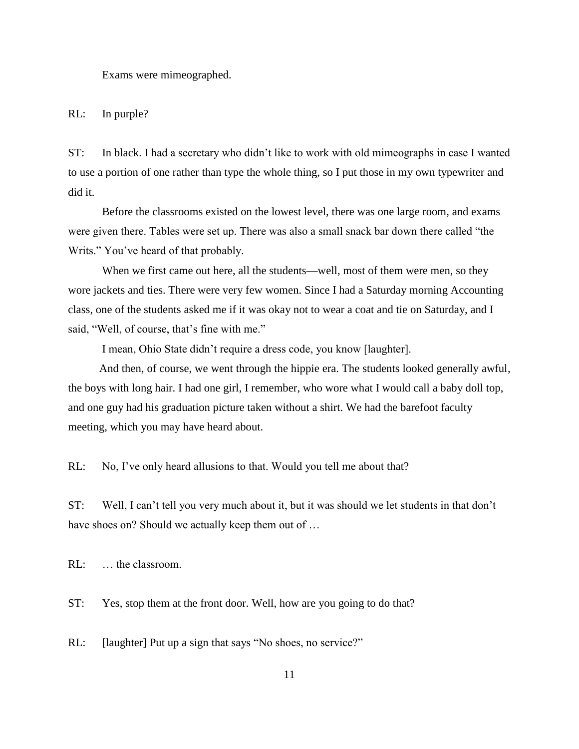Exams were mimeographed.

RL: In purple?

ST: In black. I had a secretary who didn't like to work with old mimeographs in case I wanted to use a portion of one rather than type the whole thing, so I put those in my own typewriter and did it.

Before the classrooms existed on the lowest level, there was one large room, and exams were given there. Tables were set up. There was also a small snack bar down there called "the Writs." You've heard of that probably.

When we first came out here, all the students—well, most of them were men, so they wore jackets and ties. There were very few women. Since I had a Saturday morning Accounting class, one of the students asked me if it was okay not to wear a coat and tie on Saturday, and I said, "Well, of course, that's fine with me."

I mean, Ohio State didn't require a dress code, you know [laughter].

And then, of course, we went through the hippie era. The students looked generally awful, the boys with long hair. I had one girl, I remember, who wore what I would call a baby doll top, and one guy had his graduation picture taken without a shirt. We had the barefoot faculty meeting, which you may have heard about.

RL: No, I've only heard allusions to that. Would you tell me about that?

ST: Well, I can't tell you very much about it, but it was should we let students in that don't have shoes on? Should we actually keep them out of …

RL: … the classroom.

ST: Yes, stop them at the front door. Well, how are you going to do that?

RL: [laughter] Put up a sign that says "No shoes, no service?"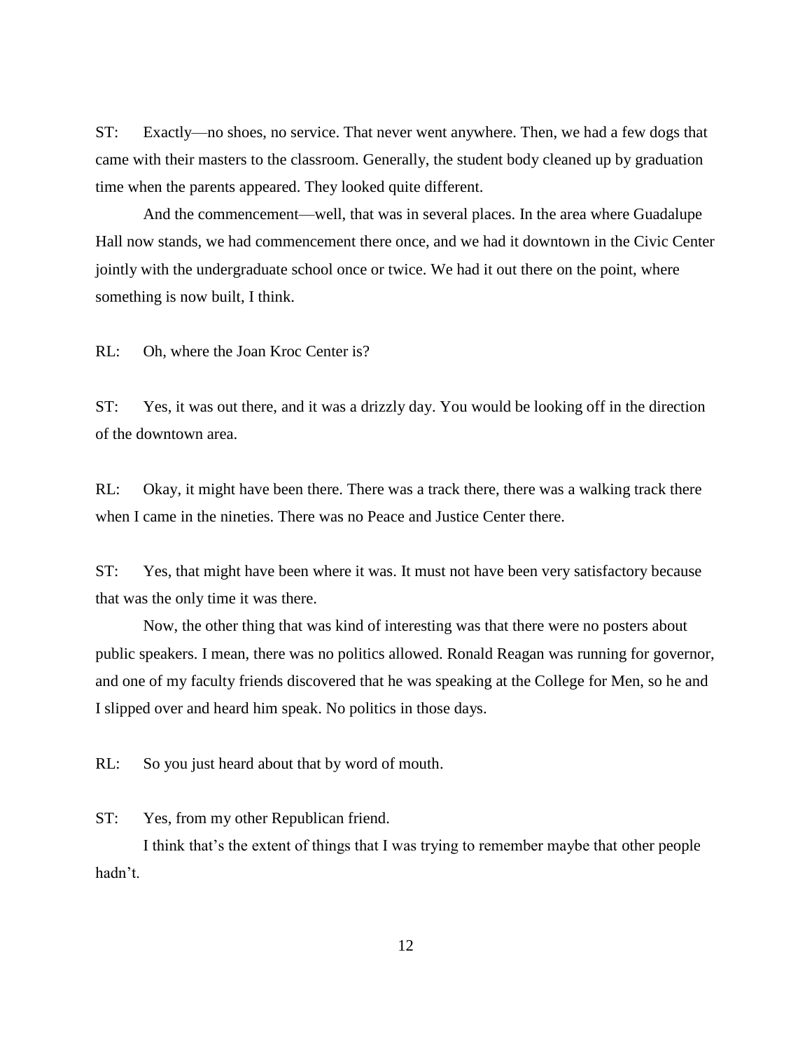ST: Exactly—no shoes, no service. That never went anywhere. Then, we had a few dogs that came with their masters to the classroom. Generally, the student body cleaned up by graduation time when the parents appeared. They looked quite different.

And the commencement—well, that was in several places. In the area where Guadalupe Hall now stands, we had commencement there once, and we had it downtown in the Civic Center jointly with the undergraduate school once or twice. We had it out there on the point, where something is now built, I think.

RL: Oh, where the Joan Kroc Center is?

ST: Yes, it was out there, and it was a drizzly day. You would be looking off in the direction of the downtown area.

RL: Okay, it might have been there. There was a track there, there was a walking track there when I came in the nineties. There was no Peace and Justice Center there.

ST: Yes, that might have been where it was. It must not have been very satisfactory because that was the only time it was there.

Now, the other thing that was kind of interesting was that there were no posters about public speakers. I mean, there was no politics allowed. Ronald Reagan was running for governor, and one of my faculty friends discovered that he was speaking at the College for Men, so he and I slipped over and heard him speak. No politics in those days.

RL: So you just heard about that by word of mouth.

ST: Yes, from my other Republican friend.

I think that's the extent of things that I was trying to remember maybe that other people hadn't.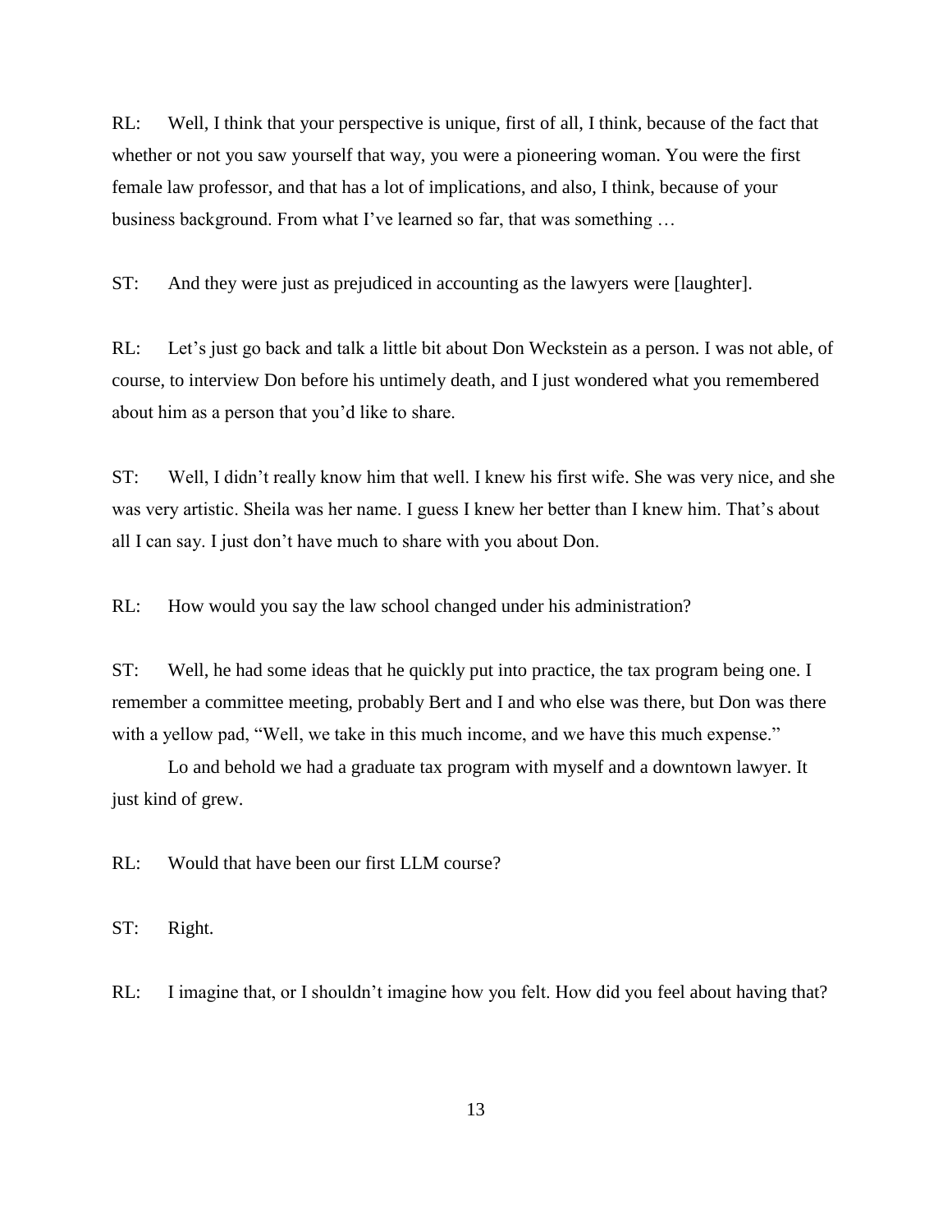RL: Well, I think that your perspective is unique, first of all, I think, because of the fact that whether or not you saw yourself that way, you were a pioneering woman. You were the first female law professor, and that has a lot of implications, and also, I think, because of your business background. From what I've learned so far, that was something …

ST: And they were just as prejudiced in accounting as the lawyers were [laughter].

RL: Let's just go back and talk a little bit about Don Weckstein as a person. I was not able, of course, to interview Don before his untimely death, and I just wondered what you remembered about him as a person that you'd like to share.

ST: Well, I didn't really know him that well. I knew his first wife. She was very nice, and she was very artistic. Sheila was her name. I guess I knew her better than I knew him. That's about all I can say. I just don't have much to share with you about Don.

RL: How would you say the law school changed under his administration?

ST: Well, he had some ideas that he quickly put into practice, the tax program being one. I remember a committee meeting, probably Bert and I and who else was there, but Don was there with a yellow pad, "Well, we take in this much income, and we have this much expense."

Lo and behold we had a graduate tax program with myself and a downtown lawyer. It just kind of grew.

RL: Would that have been our first LLM course?

ST: Right.

RL: I imagine that, or I shouldn't imagine how you felt. How did you feel about having that?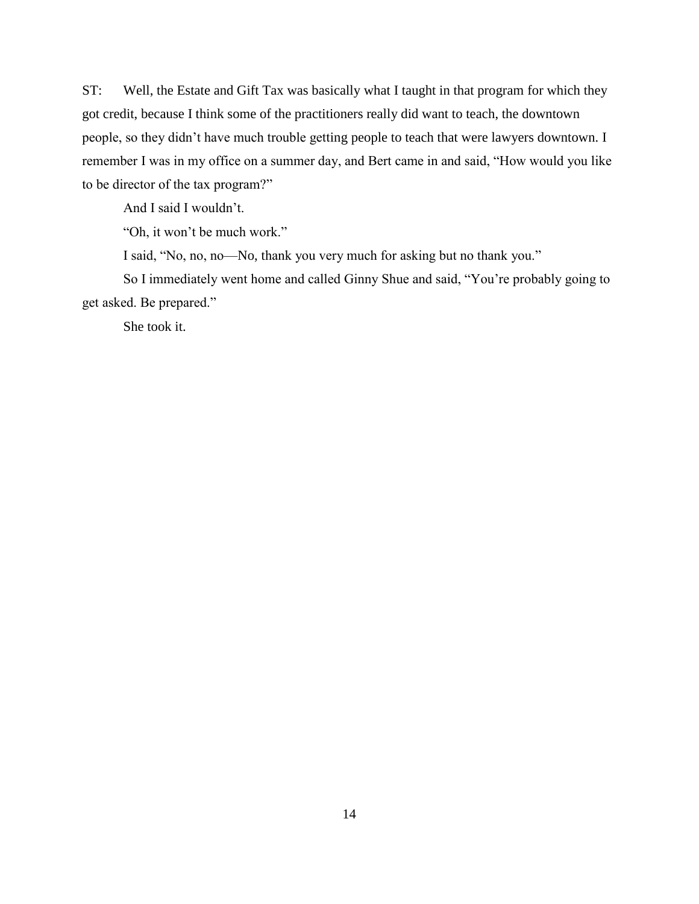ST: Well, the Estate and Gift Tax was basically what I taught in that program for which they got credit, because I think some of the practitioners really did want to teach, the downtown people, so they didn't have much trouble getting people to teach that were lawyers downtown. I remember I was in my office on a summer day, and Bert came in and said, "How would you like to be director of the tax program?"

And I said I wouldn't.

"Oh, it won't be much work."

I said, "No, no, no—No, thank you very much for asking but no thank you."

So I immediately went home and called Ginny Shue and said, "You're probably going to get asked. Be prepared."

She took it.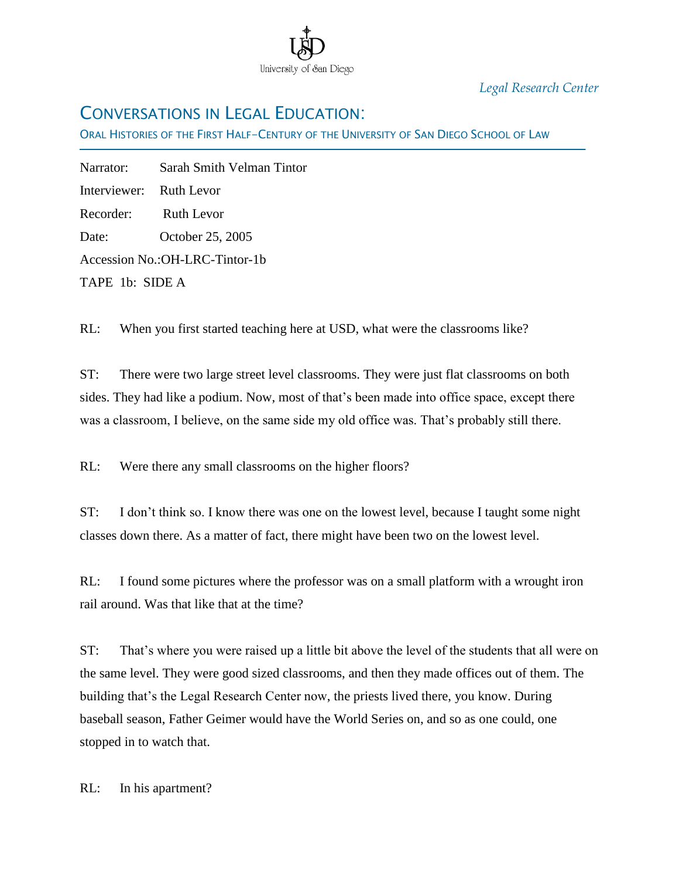University of San Diego

*Legal Research Center*

# CONVERSATIONS IN LEGAL EDUCATION:

ORAL HISTORIES OF THE FIRST HALF-CENTURY OF THE UNIVERSITY OF SAN DIEGO SCHOOL OF LAW

Narrator: Sarah Smith Velman Tintor

Interviewer: Ruth Levor

Recorder: Ruth Levor

Date: October 25, 2005

Accession No.:OH-LRC-Tintor-1b

TAPE 1b: SIDE A

RL: When you first started teaching here at USD, what were the classrooms like?

ST: There were two large street level classrooms. They were just flat classrooms on both sides. They had like a podium. Now, most of that's been made into office space, except there was a classroom, I believe, on the same side my old office was. That's probably still there.

RL: Were there any small classrooms on the higher floors?

ST: I don't think so. I know there was one on the lowest level, because I taught some night classes down there. As a matter of fact, there might have been two on the lowest level.

RL: I found some pictures where the professor was on a small platform with a wrought iron rail around. Was that like that at the time?

ST: That's where you were raised up a little bit above the level of the students that all were on the same level. They were good sized classrooms, and then they made offices out of them. The building that's the Legal Research Center now, the priests lived there, you know. During baseball season, Father Geimer would have the World Series on, and so as one could, one stopped in to watch that.

RL: In his apartment?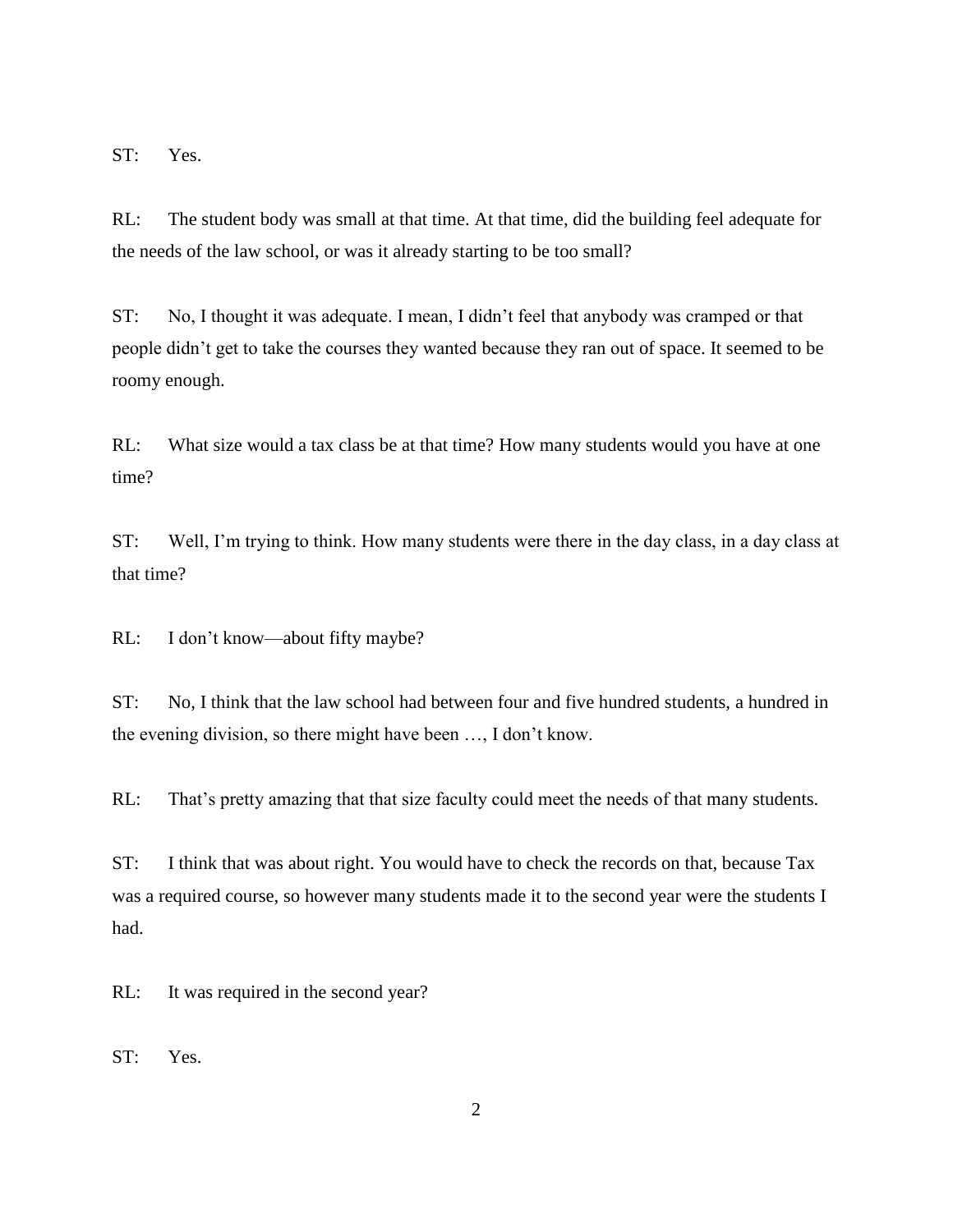ST: Yes.

RL: The student body was small at that time. At that time, did the building feel adequate for the needs of the law school, or was it already starting to be too small?

ST: No, I thought it was adequate. I mean, I didn't feel that anybody was cramped or that people didn't get to take the courses they wanted because they ran out of space. It seemed to be roomy enough.

RL: What size would a tax class be at that time? How many students would you have at one time?

ST: Well, I'm trying to think. How many students were there in the day class, in a day class at that time?

RL: I don't know—about fifty maybe?

ST: No, I think that the law school had between four and five hundred students, a hundred in the evening division, so there might have been …, I don't know.

RL: That's pretty amazing that that size faculty could meet the needs of that many students.

ST: I think that was about right. You would have to check the records on that, because Tax was a required course, so however many students made it to the second year were the students I had.

RL: It was required in the second year?

ST: Yes.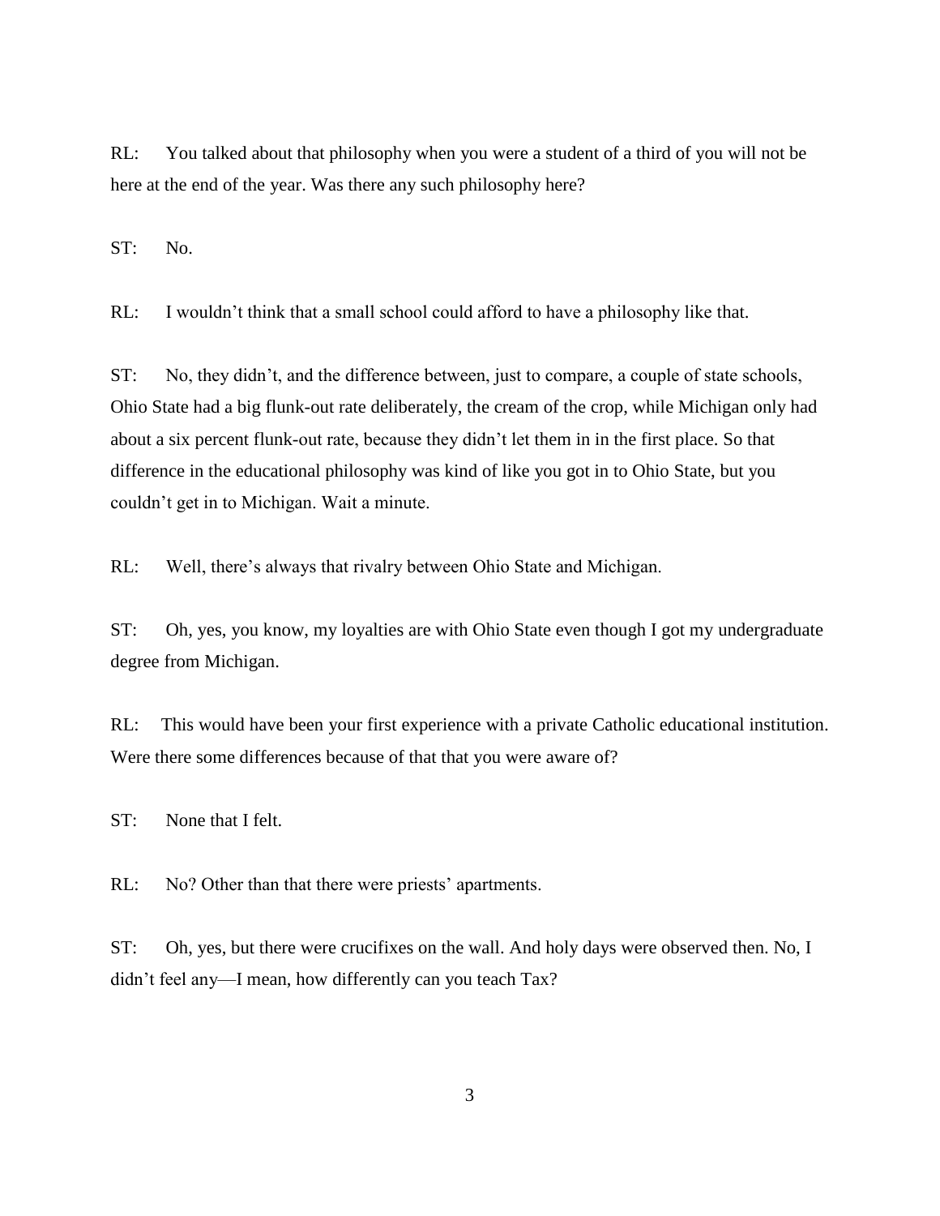RL: You talked about that philosophy when you were a student of a third of you will not be here at the end of the year. Was there any such philosophy here?

ST: No.

RL: I wouldn't think that a small school could afford to have a philosophy like that.

ST: No, they didn't, and the difference between, just to compare, a couple of state schools, Ohio State had a big flunk-out rate deliberately, the cream of the crop, while Michigan only had about a six percent flunk-out rate, because they didn't let them in in the first place. So that difference in the educational philosophy was kind of like you got in to Ohio State, but you couldn't get in to Michigan. Wait a minute.

RL: Well, there's always that rivalry between Ohio State and Michigan.

ST: Oh, yes, you know, my loyalties are with Ohio State even though I got my undergraduate degree from Michigan.

RL: This would have been your first experience with a private Catholic educational institution. Were there some differences because of that that you were aware of?

ST: None that I felt.

RL: No? Other than that there were priests' apartments.

ST: Oh, yes, but there were crucifixes on the wall. And holy days were observed then. No, I didn't feel any—I mean, how differently can you teach Tax?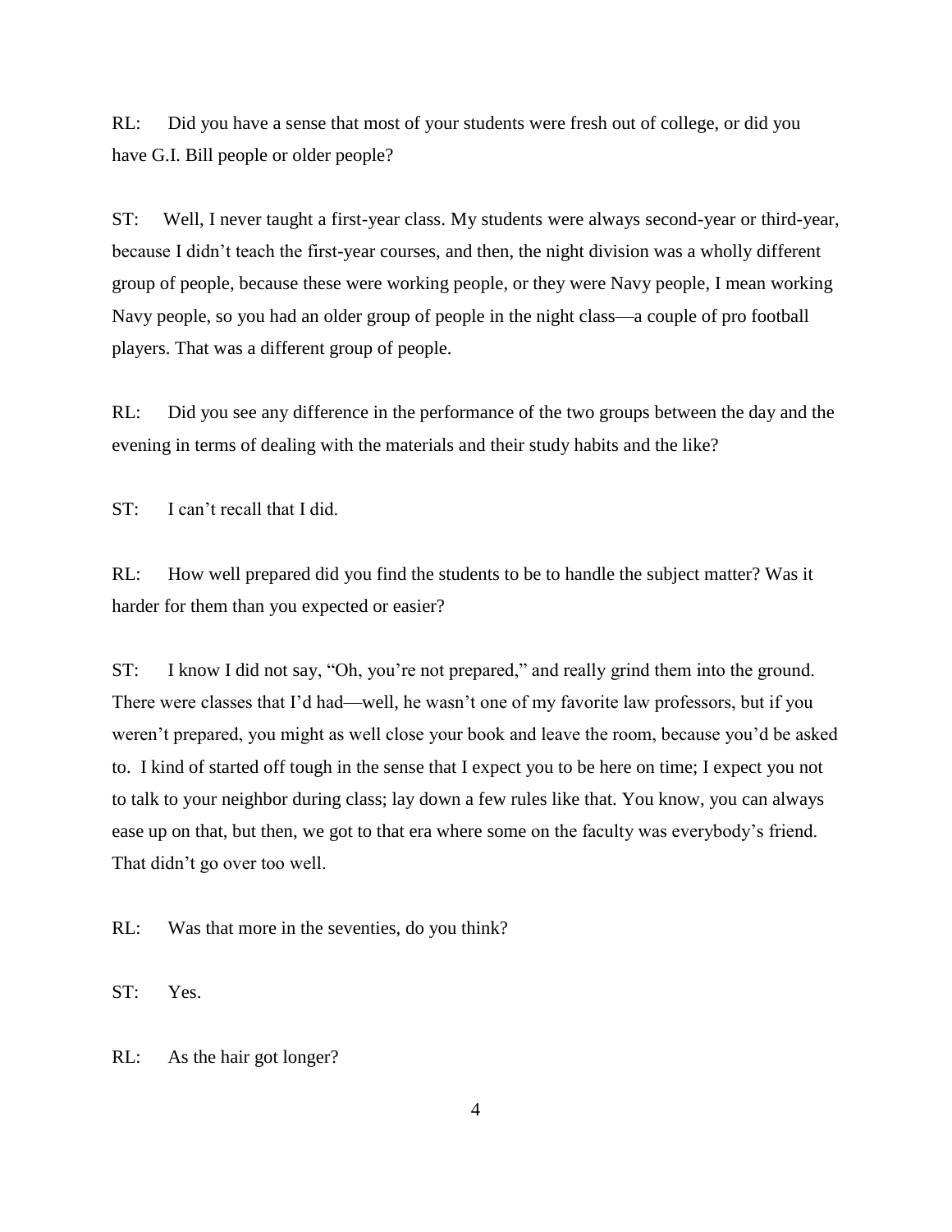RL: Did you have a sense that most of your students were fresh out of college, or did you have G.I. Bill people or older people?

ST: Well, I never taught a first-year class. My students were always second-year or third-year, because I didn't teach the first-year courses, and then, the night division was a wholly different group of people, because these were working people, or they were Navy people, I mean working Navy people, so you had an older group of people in the night class—a couple of pro football players. That was a different group of people.

RL: Did you see any difference in the performance of the two groups between the day and the evening in terms of dealing with the materials and their study habits and the like?

ST: I can't recall that I did.

RL: How well prepared did you find the students to be to handle the subject matter? Was it harder for them than you expected or easier?

ST: I know I did not say, "Oh, you're not prepared," and really grind them into the ground. There were classes that I'd had—well, he wasn't one of my favorite law professors, but if you weren't prepared, you might as well close your book and leave the room, because you'd be asked to. I kind of started off tough in the sense that I expect you to be here on time; I expect you not to talk to your neighbor during class; lay down a few rules like that. You know, you can always ease up on that, but then, we got to that era where some on the faculty was everybody's friend. That didn't go over too well.

RL: Was that more in the seventies, do you think?

ST: Yes.

RL: As the hair got longer?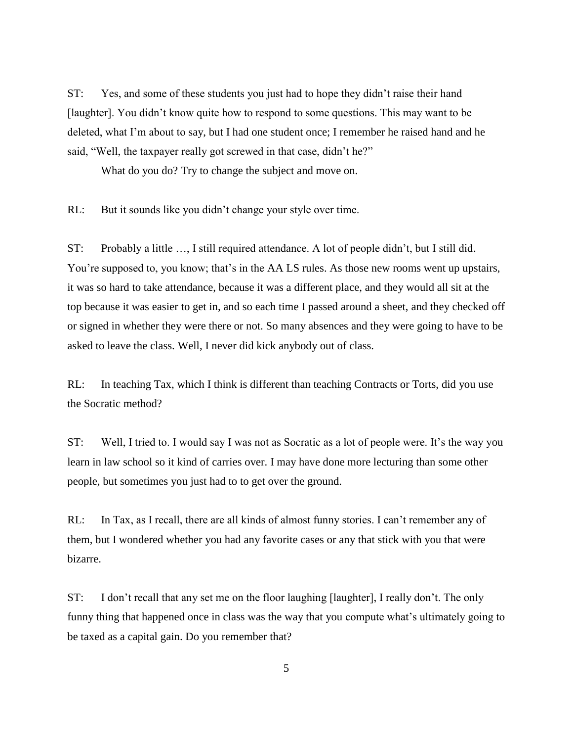ST: Yes, and some of these students you just had to hope they didn't raise their hand [laughter]. You didn't know quite how to respond to some questions. This may want to be deleted, what I'm about to say, but I had one student once; I remember he raised hand and he said, "Well, the taxpayer really got screwed in that case, didn't he?"

What do you do? Try to change the subject and move on.

RL: But it sounds like you didn't change your style over time.

ST: Probably a little …, I still required attendance. A lot of people didn't, but I still did. You're supposed to, you know; that's in the AA LS rules. As those new rooms went up upstairs, it was so hard to take attendance, because it was a different place, and they would all sit at the top because it was easier to get in, and so each time I passed around a sheet, and they checked off or signed in whether they were there or not. So many absences and they were going to have to be asked to leave the class. Well, I never did kick anybody out of class.

RL: In teaching Tax, which I think is different than teaching Contracts or Torts, did you use the Socratic method?

ST: Well, I tried to. I would say I was not as Socratic as a lot of people were. It's the way you learn in law school so it kind of carries over. I may have done more lecturing than some other people, but sometimes you just had to to get over the ground.

RL: In Tax, as I recall, there are all kinds of almost funny stories. I can't remember any of them, but I wondered whether you had any favorite cases or any that stick with you that were bizarre.

ST: I don't recall that any set me on the floor laughing [laughter], I really don't. The only funny thing that happened once in class was the way that you compute what's ultimately going to be taxed as a capital gain. Do you remember that?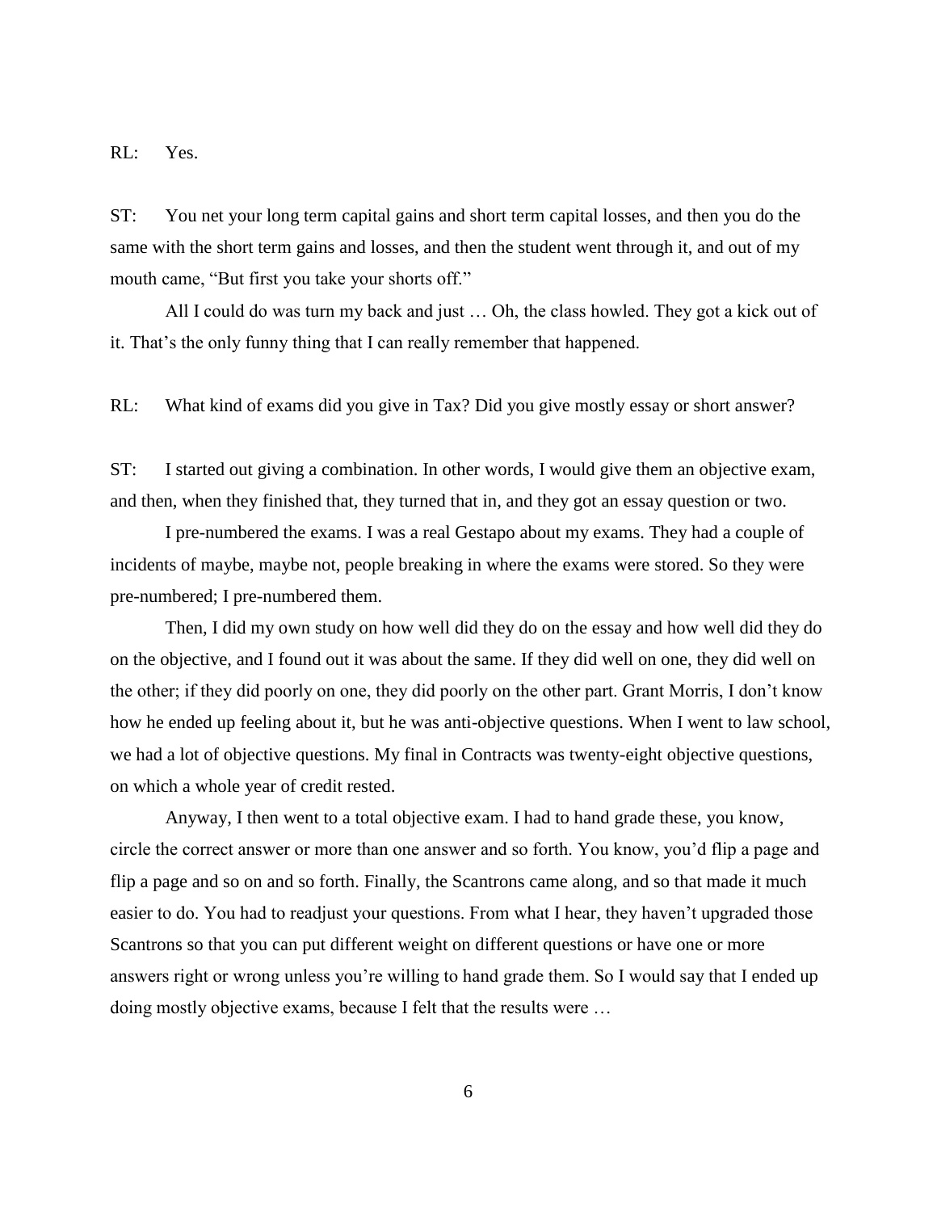RL: Yes.

ST: You net your long term capital gains and short term capital losses, and then you do the same with the short term gains and losses, and then the student went through it, and out of my mouth came, "But first you take your shorts off."

All I could do was turn my back and just … Oh, the class howled. They got a kick out of it. That's the only funny thing that I can really remember that happened.

RL: What kind of exams did you give in Tax? Did you give mostly essay or short answer?

ST: I started out giving a combination. In other words, I would give them an objective exam, and then, when they finished that, they turned that in, and they got an essay question or two.

I pre-numbered the exams. I was a real Gestapo about my exams. They had a couple of incidents of maybe, maybe not, people breaking in where the exams were stored. So they were pre-numbered; I pre-numbered them.

Then, I did my own study on how well did they do on the essay and how well did they do on the objective, and I found out it was about the same. If they did well on one, they did well on the other; if they did poorly on one, they did poorly on the other part. Grant Morris, I don't know how he ended up feeling about it, but he was anti-objective questions. When I went to law school, we had a lot of objective questions. My final in Contracts was twenty-eight objective questions, on which a whole year of credit rested.

Anyway, I then went to a total objective exam. I had to hand grade these, you know, circle the correct answer or more than one answer and so forth. You know, you'd flip a page and flip a page and so on and so forth. Finally, the Scantrons came along, and so that made it much easier to do. You had to readjust your questions. From what I hear, they haven't upgraded those Scantrons so that you can put different weight on different questions or have one or more answers right or wrong unless you're willing to hand grade them. So I would say that I ended up doing mostly objective exams, because I felt that the results were …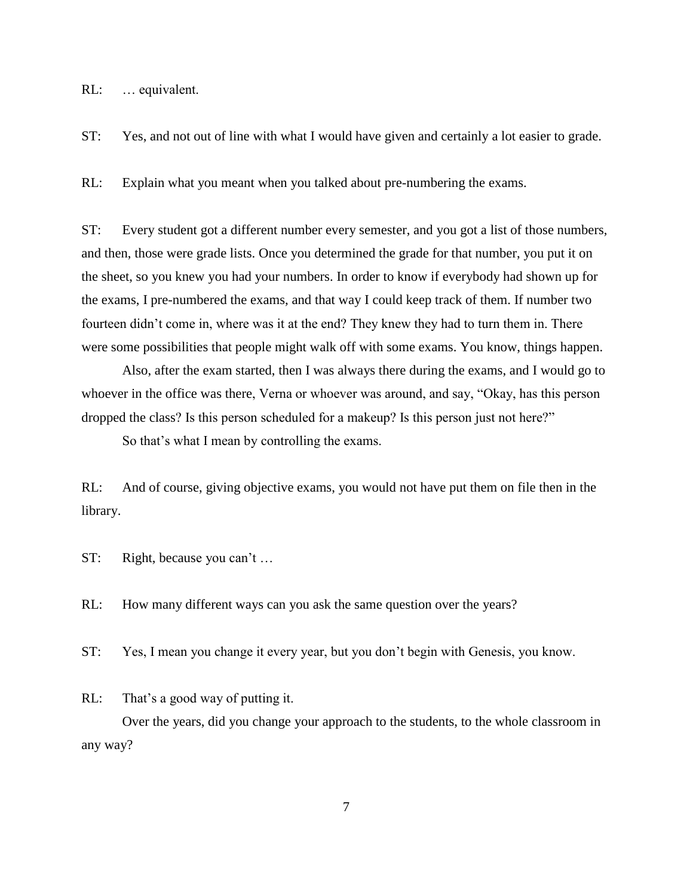RL: … equivalent.

ST: Yes, and not out of line with what I would have given and certainly a lot easier to grade.

RL: Explain what you meant when you talked about pre-numbering the exams.

ST: Every student got a different number every semester, and you got a list of those numbers, and then, those were grade lists. Once you determined the grade for that number, you put it on the sheet, so you knew you had your numbers. In order to know if everybody had shown up for the exams, I pre-numbered the exams, and that way I could keep track of them. If number two fourteen didn't come in, where was it at the end? They knew they had to turn them in. There were some possibilities that people might walk off with some exams. You know, things happen.

Also, after the exam started, then I was always there during the exams, and I would go to whoever in the office was there, Verna or whoever was around, and say, "Okay, has this person dropped the class? Is this person scheduled for a makeup? Is this person just not here?"

So that's what I mean by controlling the exams.

RL: And of course, giving objective exams, you would not have put them on file then in the library.

ST: Right, because you can't …

RL: How many different ways can you ask the same question over the years?

ST: Yes, I mean you change it every year, but you don't begin with Genesis, you know.

RL: That's a good way of putting it.

Over the years, did you change your approach to the students, to the whole classroom in any way?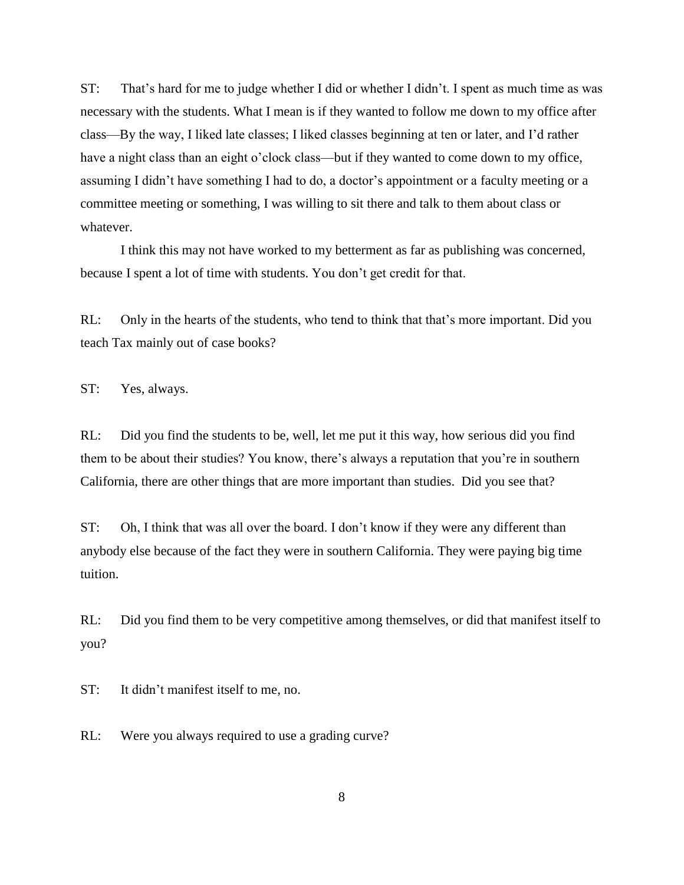ST: That’s hard for me to judge whether I did or whether I didn’t. I spent as much time as was necessary with the students. What I mean is if they wanted to follow me down to my office after class—By the way, I liked late classes; I liked classes beginning at ten or later, and I’d rather have a night class than an eight o’clock class—but if they wanted to come down to my office, assuming I didn’t have something I had to do, a doctor’s appointment or a faculty meeting or a committee meeting or something, I was willing to sit there and talk to them about class or whatever.

I think this may not have worked to my betterment as far as publishing was concerned, because I spent a lot of time with students. You don’t get credit for that.

RL: Only in the hearts of the students, who tend to think that that’s more important. Did you teach Tax mainly out of case books?

ST: Yes, always.

RL: Did you find the students to be, well, let me put it this way, how serious did you find them to be about their studies? You know, there’s always a reputation that you’re in southern California, there are other things that are more important than studies. Did you see that?

ST: Oh, I think that was all over the board. I don’t know if they were any different than anybody else because of the fact they were in southern California. They were paying big time tuition.

RL: Did you find them to be very competitive among themselves, or did that manifest itself to you?

ST: It didn’t manifest itself to me, no.

RL: Were you always required to use a grading curve?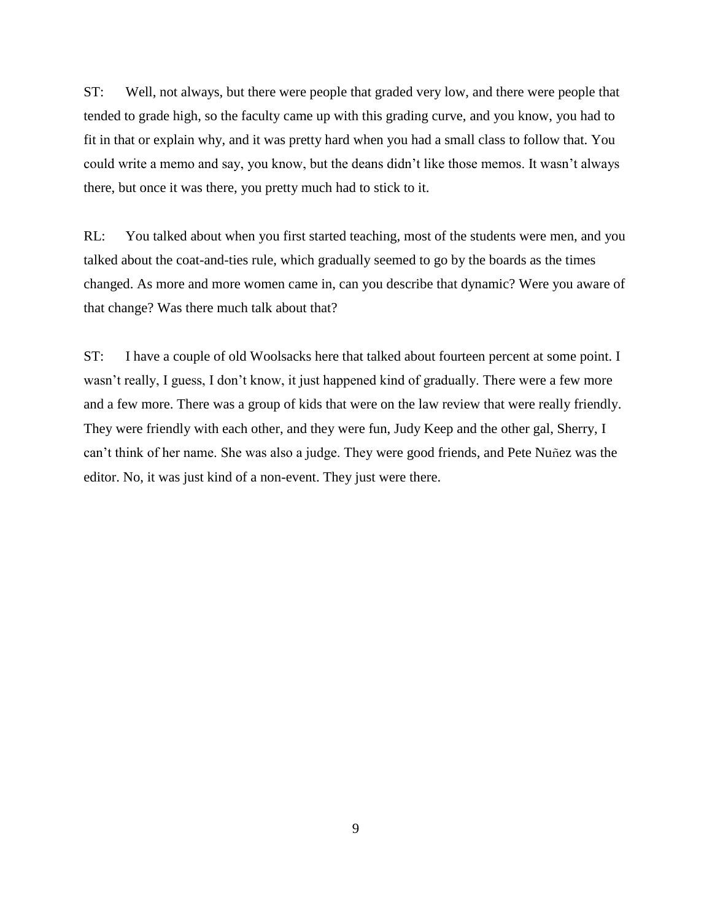ST: Well, not always, but there were people that graded very low, and there were people that tended to grade high, so the faculty came up with this grading curve, and you know, you had to fit in that or explain why, and it was pretty hard when you had a small class to follow that. You could write a memo and say, you know, but the deans didn't like those memos. It wasn't always there, but once it was there, you pretty much had to stick to it.

RL: You talked about when you first started teaching, most of the students were men, and you talked about the coat-and-ties rule, which gradually seemed to go by the boards as the times changed. As more and more women came in, can you describe that dynamic? Were you aware of that change? Was there much talk about that?

ST: I have a couple of old Woolsacks here that talked about fourteen percent at some point. I wasn't really, I guess, I don't know, it just happened kind of gradually. There were a few more and a few more. There was a group of kids that were on the law review that were really friendly. They were friendly with each other, and they were fun, Judy Keep and the other gal, Sherry, I can't think of her name. She was also a judge. They were good friends, and Pete Nuñez was the editor. No, it was just kind of a non-event. They just were there.